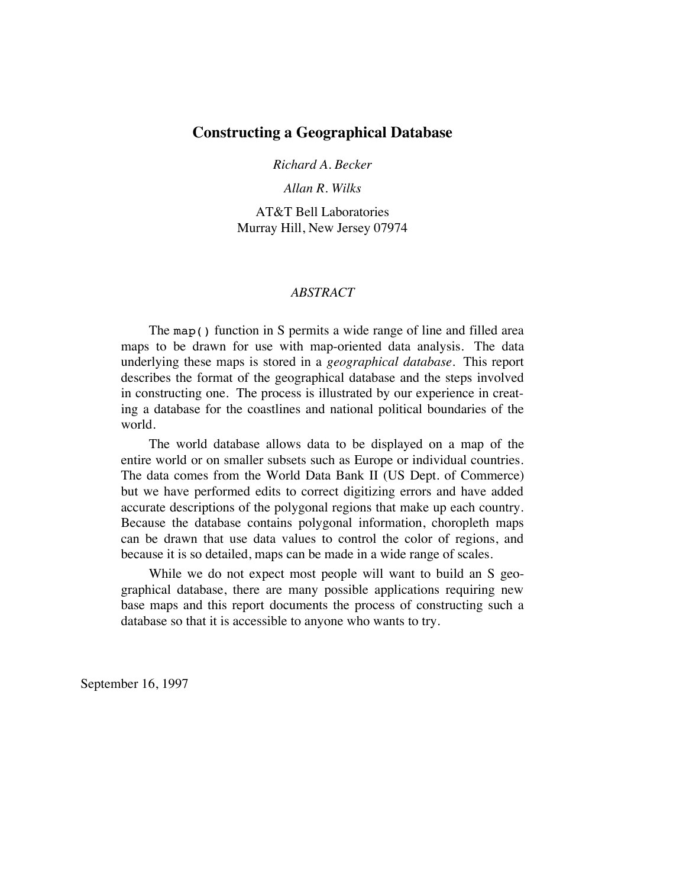# Constructing a Geographical Database

*Richard A. Becker*

*Allan R. Wilks*

AT&T Bell Laboratories
Murray Hill, New Jersey 07974

## *ABSTRACT*

The `map()` function in S permits a wide range of line and filled area maps to be drawn for use with map-oriented data analysis. The data underlying these maps is stored in a *geographical database*. This report describes the format of the geographical database and the steps involved in constructing one. The process is illustrated by our experience in creating a database for the coastlines and national political boundaries of the world.

The world database allows data to be displayed on a map of the entire world or on smaller subsets such as Europe or individual countries. The data comes from the World Data Bank II (US Dept. of Commerce) but we have performed edits to correct digitizing errors and have added accurate descriptions of the polygonal regions that make up each country. Because the database contains polygonal information, choropleth maps can be drawn that use data values to control the color of regions, and because it is so detailed, maps can be made in a wide range of scales.

While we do not expect most people will want to build an S geographical database, there are many possible applications requiring new base maps and this report documents the process of constructing such a database so that it is accessible to anyone who wants to try.

September 16, 1997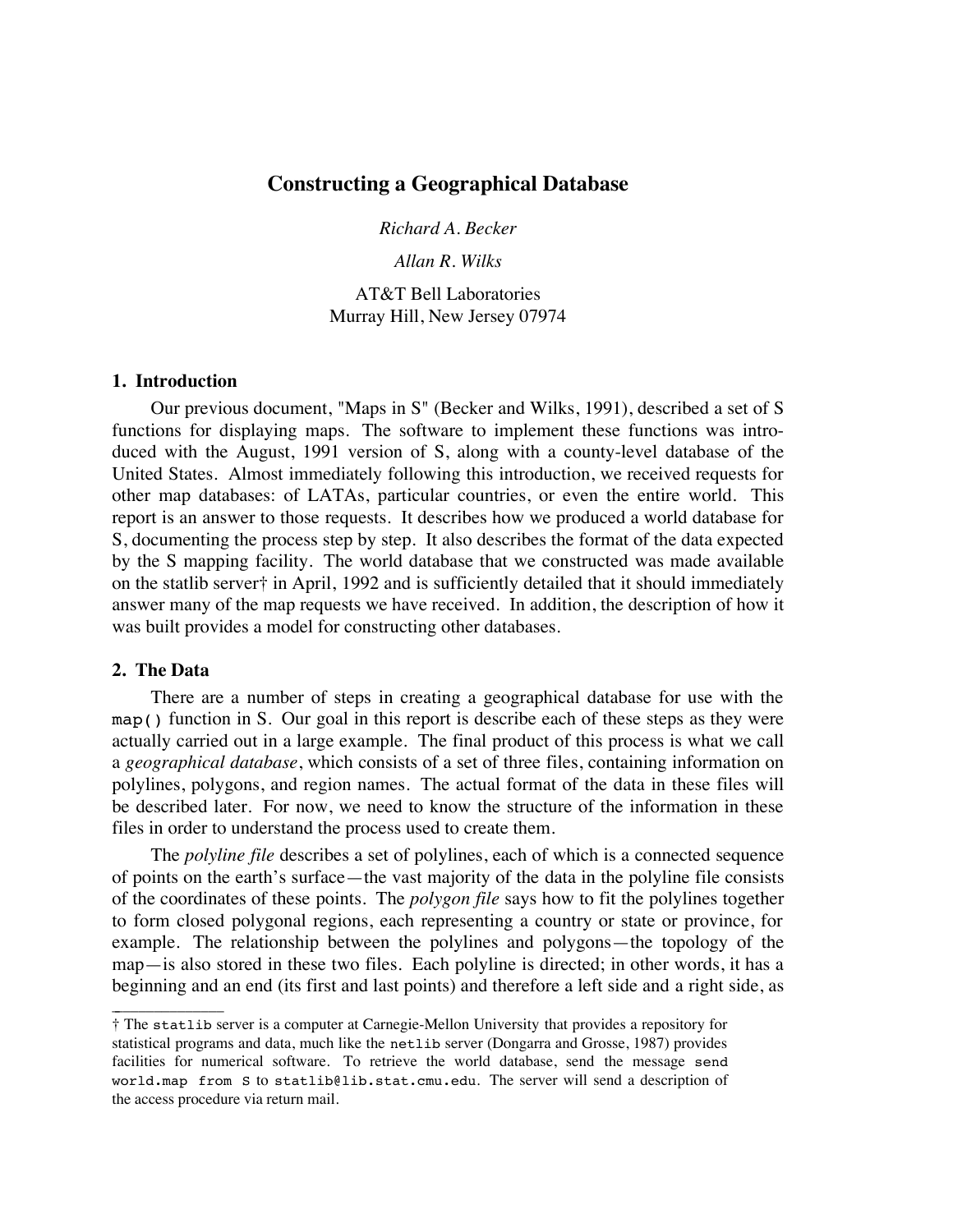# Constructing a Geographical Database

*Richard A. Becker*

*Allan R. Wilks*

AT&T Bell Laboratories
Murray Hill, New Jersey 07974

## 1. Introduction

Our previous document, "Maps in S" (Becker and Wilks, 1991), described a set of S functions for displaying maps. The software to implement these functions was introduced with the August, 1991 version of S, along with a county-level database of the United States. Almost immediately following this introduction, we received requests for other map databases: of LATAs, particular countries, or even the entire world. This report is an answer to those requests. It describes how we produced a world database for S, documenting the process step by step. It also describes the format of the data expected by the S mapping facility. The world database that we constructed was made available on the statlib server† in April, 1992 and is sufficiently detailed that it should immediately answer many of the map requests we have received. In addition, the description of how it was built provides a model for constructing other databases.

## 2. The Data

There are a number of steps in creating a geographical database for use with the `map()` function in S. Our goal in this report is describe each of these steps as they were actually carried out in a large example. The final product of this process is what we call a *geographical database*, which consists of a set of three files, containing information on polylines, polygons, and region names. The actual format of the data in these files will be described later. For now, we need to know the structure of the information in these files in order to understand the process used to create them.

The *polyline file* describes a set of polylines, each of which is a connected sequence of points on the earth's surface—the vast majority of the data in the polyline file consists of the coordinates of these points. The *polygon file* says how to fit the polylines together to form closed polygonal regions, each representing a country or state or province, for example. The relationship between the polylines and polygons—the topology of the map—is also stored in these two files. Each polyline is directed; in other words, it has a beginning and an end (its first and last points) and therefore a left side and a right side, as

† The `statlib` server is a computer at Carnegie-Mellon University that provides a repository for statistical programs and data, much like the `netlib` server (Dongarra and Grosse, 1987) provides facilities for numerical software. To retrieve the world database, send the message `send world.map from S` to `statlib@lib.stat.cmu.edu`. The server will send a description of the access procedure via return mail.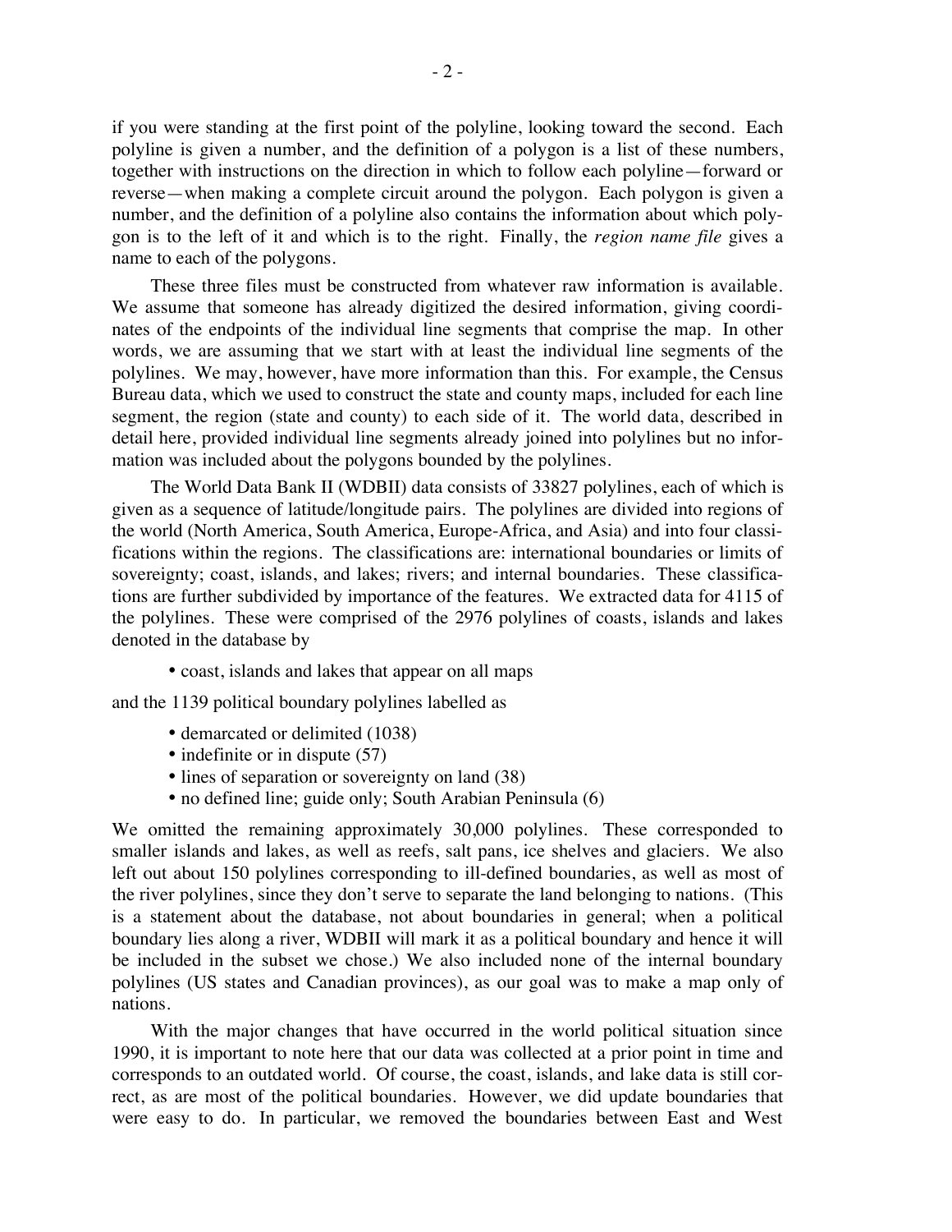if you were standing at the first point of the polyline, looking toward the second. Each polyline is given a number, and the definition of a polygon is a list of these numbers, together with instructions on the direction in which to follow each polyline—forward or reverse—when making a complete circuit around the polygon. Each polygon is given a number, and the definition of a polyline also contains the information about which polygon is to the left of it and which is to the right. Finally, the *region name file* gives a name to each of the polygons.

These three files must be constructed from whatever raw information is available. We assume that someone has already digitized the desired information, giving coordinates of the endpoints of the individual line segments that comprise the map. In other words, we are assuming that we start with at least the individual line segments of the polylines. We may, however, have more information than this. For example, the Census Bureau data, which we used to construct the state and county maps, included for each line segment, the region (state and county) to each side of it. The world data, described in detail here, provided individual line segments already joined into polylines but no information was included about the polygons bounded by the polylines.

The World Data Bank II (WDBII) data consists of 33827 polylines, each of which is given as a sequence of latitude/longitude pairs. The polylines are divided into regions of the world (North America, South America, Europe-Africa, and Asia) and into four classifications within the regions. The classifications are: international boundaries or limits of sovereignty; coast, islands, and lakes; rivers; and internal boundaries. These classifications are further subdivided by importance of the features. We extracted data for 4115 of the polylines. These were comprised of the 2976 polylines of coasts, islands and lakes denoted in the database by

- coast, islands and lakes that appear on all maps

and the 1139 political boundary polylines labelled as

- demarcated or delimited (1038)
- indefinite or in dispute (57)
- lines of separation or sovereignty on land (38)
- no defined line; guide only; South Arabian Peninsula (6)

We omitted the remaining approximately 30,000 polylines. These corresponded to smaller islands and lakes, as well as reefs, salt pans, ice shelves and glaciers. We also left out about 150 polylines corresponding to ill-defined boundaries, as well as most of the river polylines, since they don't serve to separate the land belonging to nations. (This is a statement about the database, not about boundaries in general; when a political boundary lies along a river, WDBII will mark it as a political boundary and hence it will be included in the subset we chose.) We also included none of the internal boundary polylines (US states and Canadian provinces), as our goal was to make a map only of nations.

With the major changes that have occurred in the world political situation since 1990, it is important to note here that our data was collected at a prior point in time and corresponds to an outdated world. Of course, the coast, islands, and lake data is still correct, as are most of the political boundaries. However, we did update boundaries that were easy to do. In particular, we removed the boundaries between East and West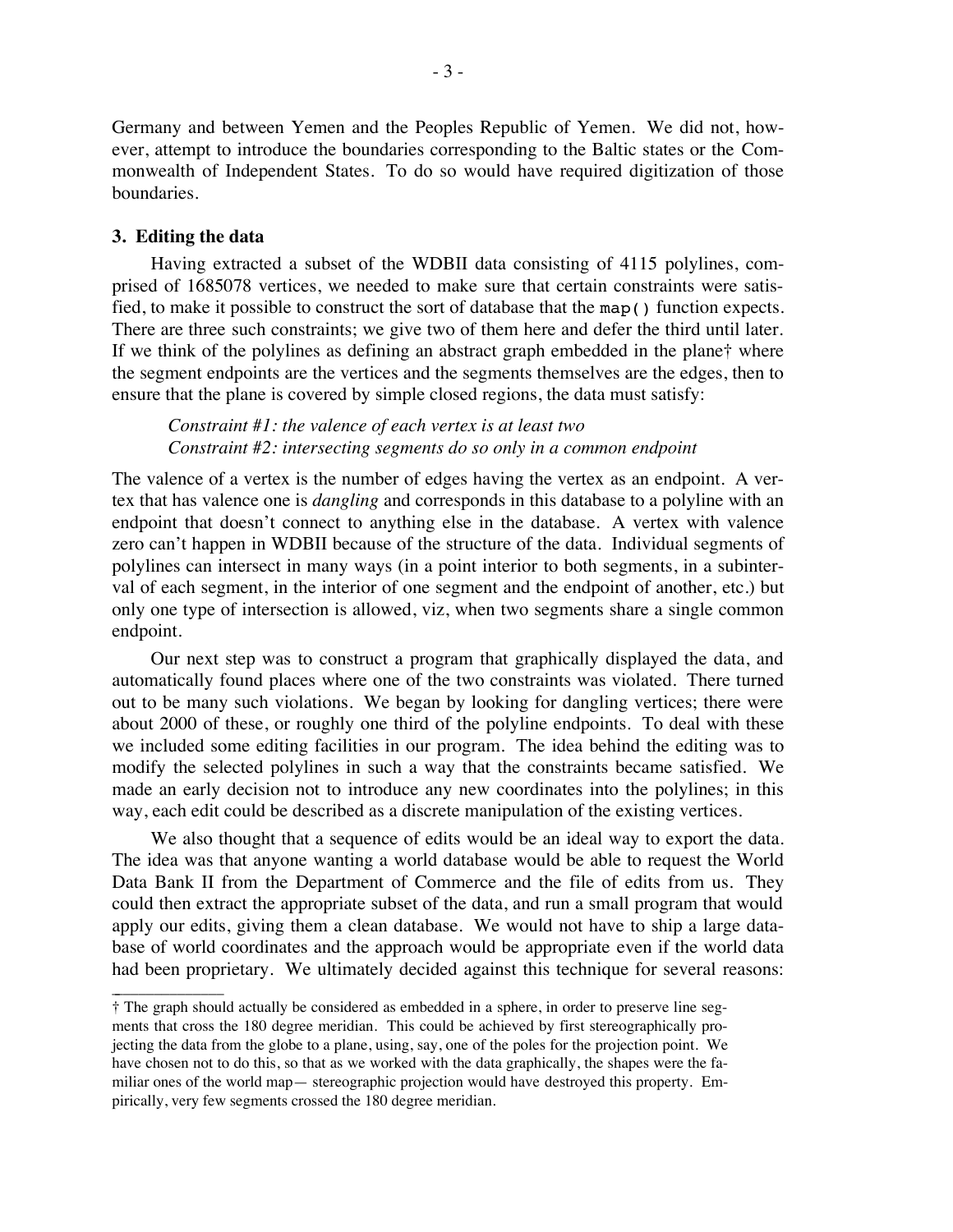Germany and between Yemen and the Peoples Republic of Yemen. We did not, however, attempt to introduce the boundaries corresponding to the Baltic states or the Commonwealth of Independent States. To do so would have required digitization of those boundaries.

### 3. Editing the data

Having extracted a subset of the WDBII data consisting of 4115 polylines, comprised of 1685078 vertices, we needed to make sure that certain constraints were satisfied, to make it possible to construct the sort of database that the `map()` function expects. There are three such constraints; we give two of them here and defer the third until later. If we think of the polylines as defining an abstract graph embedded in the plane† where the segment endpoints are the vertices and the segments themselves are the edges, then to ensure that the plane is covered by simple closed regions, the data must satisfy:

> *Constraint #1: the valence of each vertex is at least two*
> *Constraint #2: intersecting segments do so only in a common endpoint*

The valence of a vertex is the number of edges having the vertex as an endpoint. A vertex that has valence one is *dangling* and corresponds in this database to a polyline with an endpoint that doesn't connect to anything else in the database. A vertex with valence zero can't happen in WDBII because of the structure of the data. Individual segments of polylines can intersect in many ways (in a point interior to both segments, in a subinterval of each segment, in the interior of one segment and the endpoint of another, etc.) but only one type of intersection is allowed, viz, when two segments share a single common endpoint.

Our next step was to construct a program that graphically displayed the data, and automatically found places where one of the two constraints was violated. There turned out to be many such violations. We began by looking for dangling vertices; there were about 2000 of these, or roughly one third of the polyline endpoints. To deal with these we included some editing facilities in our program. The idea behind the editing was to modify the selected polylines in such a way that the constraints became satisfied. We made an early decision not to introduce any new coordinates into the polylines; in this way, each edit could be described as a discrete manipulation of the existing vertices.

We also thought that a sequence of edits would be an ideal way to export the data. The idea was that anyone wanting a world database would be able to request the World Data Bank II from the Department of Commerce and the file of edits from us. They could then extract the appropriate subset of the data, and run a small program that would apply our edits, giving them a clean database. We would not have to ship a large database of world coordinates and the approach would be appropriate even if the world data had been proprietary. We ultimately decided against this technique for several reasons:

---

† The graph should actually be considered as embedded in a sphere, in order to preserve line segments that cross the 180 degree meridian. This could be achieved by first stereographically projecting the data from the globe to a plane, using, say, one of the poles for the projection point. We have chosen not to do this, so that as we worked with the data graphically, the shapes were the familiar ones of the world map— stereographic projection would have destroyed this property. Empirically, very few segments crossed the 180 degree meridian.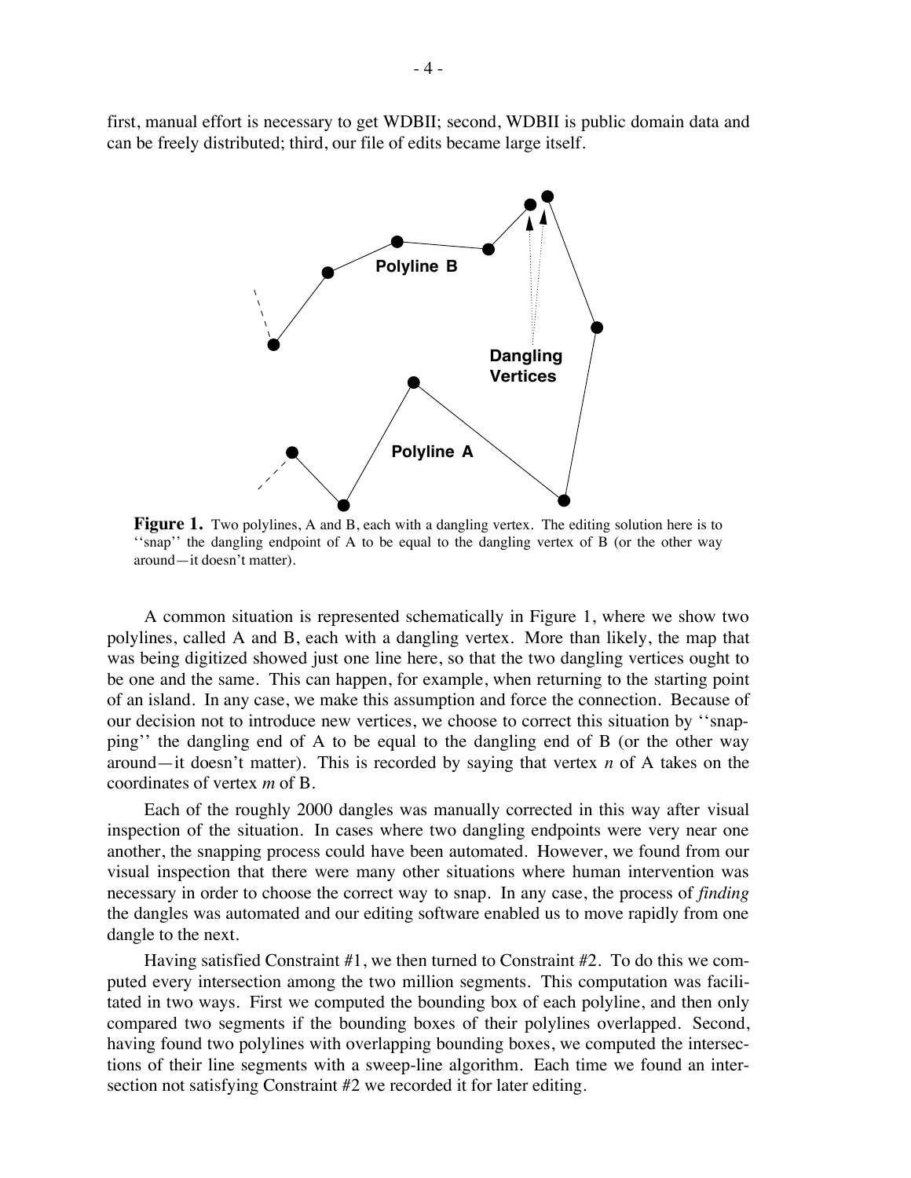first, manual effort is necessary to get WDBII; second, WDBII is public domain data and can be freely distributed; third, our file of edits became large itself.

**Figure 1.** Two polylines, A and B, each with a dangling vertex. The editing solution here is to ''snap'' the dangling endpoint of A to be equal to the dangling vertex of B (or the other way around—it doesn't matter).

A common situation is represented schematically in Figure 1, where we show two polylines, called A and B, each with a dangling vertex. More than likely, the map that was being digitized showed just one line here, so that the two dangling vertices ought to be one and the same. This can happen, for example, when returning to the starting point of an island. In any case, we make this assumption and force the connection. Because of our decision not to introduce new vertices, we choose to correct this situation by ''snapping'' the dangling end of A to be equal to the dangling end of B (or the other way around—it doesn't matter). This is recorded by saying that vertex $n$ of A takes on the coordinates of vertex $m$ of B.

Each of the roughly 2000 dangles was manually corrected in this way after visual inspection of the situation. In cases where two dangling endpoints were very near one another, the snapping process could have been automated. However, we found from our visual inspection that there were many other situations where human intervention was necessary in order to choose the correct way to snap. In any case, the process of *finding* the dangles was automated and our editing software enabled us to move rapidly from one dangle to the next.

Having satisfied Constraint #1, we then turned to Constraint #2. To do this we computed every intersection among the two million segments. This computation was facilitated in two ways. First we computed the bounding box of each polyline, and then only compared two segments if the bounding boxes of their polylines overlapped. Second, having found two polylines with overlapping bounding boxes, we computed the intersections of their line segments with a sweep-line algorithm. Each time we found an intersection not satisfying Constraint #2 we recorded it for later editing.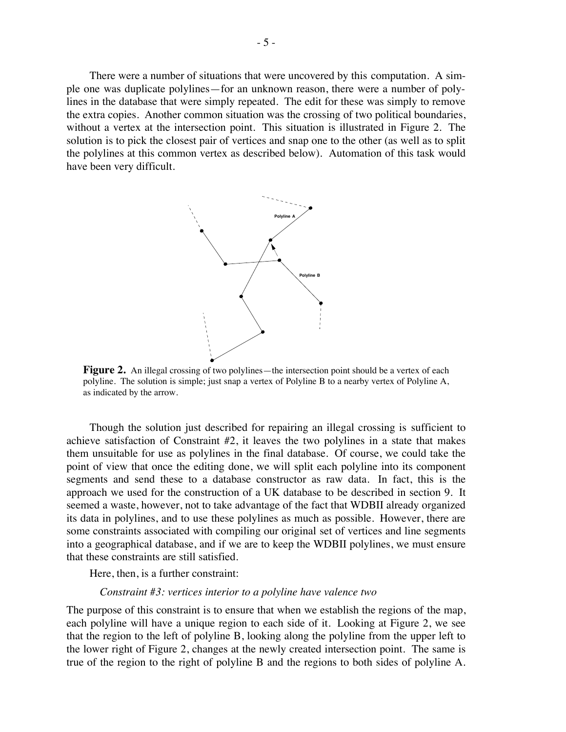There were a number of situations that were uncovered by this computation. A simple one was duplicate polylines—for an unknown reason, there were a number of polylines in the database that were simply repeated. The edit for these was simply to remove the extra copies. Another common situation was the crossing of two political boundaries, without a vertex at the intersection point. This situation is illustrated in Figure 2. The solution is to pick the closest pair of vertices and snap one to the other (as well as to split the polylines at this common vertex as described below). Automation of this task would have been very difficult.

**Figure 2.** An illegal crossing of two polylines—the intersection point should be a vertex of each polyline. The solution is simple; just snap a vertex of Polyline B to a nearby vertex of Polyline A, as indicated by the arrow.

Though the solution just described for repairing an illegal crossing is sufficient to achieve satisfaction of Constraint #2, it leaves the two polylines in a state that makes them unsuitable for use as polylines in the final database. Of course, we could take the point of view that once the editing done, we will split each polyline into its component segments and send these to a database constructor as raw data. In fact, this is the approach we used for the construction of a UK database to be described in section 9. It seemed a waste, however, not to take advantage of the fact that WDBII already organized its data in polylines, and to use these polylines as much as possible. However, there are some constraints associated with compiling our original set of vertices and line segments into a geographical database, and if we are to keep the WDBII polylines, we must ensure that these constraints are still satisfied.

Here, then, is a further constraint:

*Constraint #3: vertices interior to a polyline have valence two*

The purpose of this constraint is to ensure that when we establish the regions of the map, each polyline will have a unique region to each side of it. Looking at Figure 2, we see that the region to the left of polyline B, looking along the polyline from the upper left to the lower right of Figure 2, changes at the newly created intersection point. The same is true of the region to the right of polyline B and the regions to both sides of polyline A.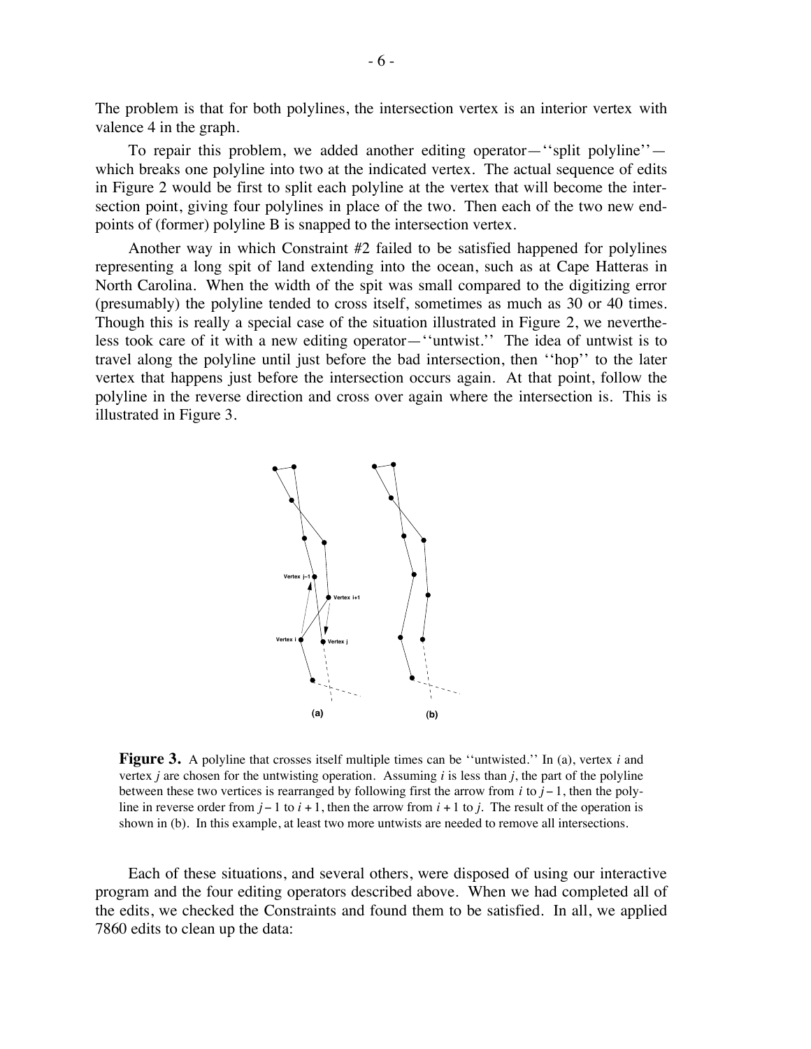The problem is that for both polylines, the intersection vertex is an interior vertex with valence 4 in the graph.

To repair this problem, we added another editing operator—''split polyline''—which breaks one polyline into two at the indicated vertex. The actual sequence of edits in Figure 2 would be first to split each polyline at the vertex that will become the intersection point, giving four polylines in place of the two. Then each of the two new endpoints of (former) polyline B is snapped to the intersection vertex.

Another way in which Constraint #2 failed to be satisfied happened for polylines representing a long spit of land extending into the ocean, such as at Cape Hatteras in North Carolina. When the width of the spit was small compared to the digitizing error (presumably) the polyline tended to cross itself, sometimes as much as 30 or 40 times. Though this is really a special case of the situation illustrated in Figure 2, we nevertheless took care of it with a new editing operator—''untwist.'' The idea of untwist is to travel along the polyline until just before the bad intersection, then ''hop'' to the later vertex that happens just before the intersection occurs again. At that point, follow the polyline in the reverse direction and cross over again where the intersection is. This is illustrated in Figure 3.

**Figure 3.** A polyline that crosses itself multiple times can be ''untwisted.'' In (a), vertex $i$ and vertex $j$ are chosen for the untwisting operation. Assuming $i$ is less than $j$, the part of the polyline between these two vertices is rearranged by following first the arrow from $i$ to $j-1$, then the polyline in reverse order from $j-1$ to $i+1$, then the arrow from $i+1$ to $j$. The result of the operation is shown in (b). In this example, at least two more untwists are needed to remove all intersections.

Each of these situations, and several others, were disposed of using our interactive program and the four editing operators described above. When we had completed all of the edits, we checked the Constraints and found them to be satisfied. In all, we applied 7860 edits to clean up the data: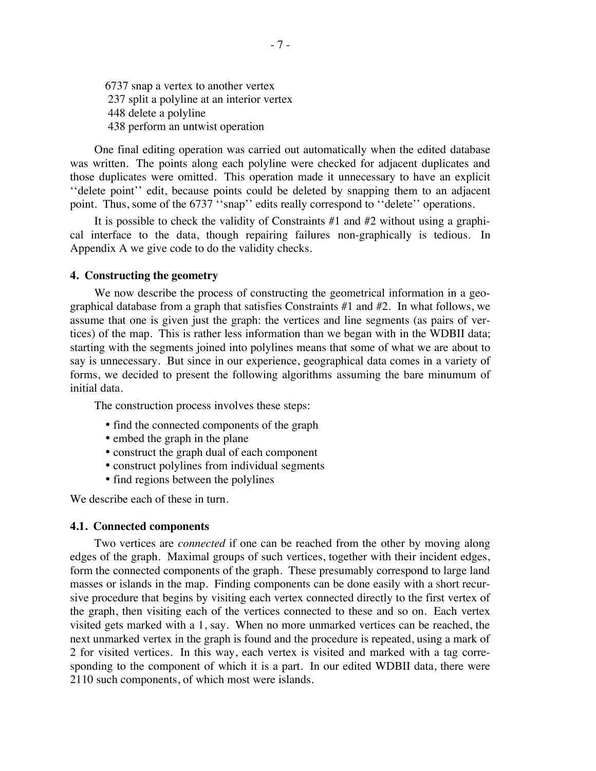6737 snap a vertex to another vertex
237 split a polyline at an interior vertex
448 delete a polyline
438 perform an untwist operation

One final editing operation was carried out automatically when the edited database was written. The points along each polyline were checked for adjacent duplicates and those duplicates were omitted. This operation made it unnecessary to have an explicit ''delete point'' edit, because points could be deleted by snapping them to an adjacent point. Thus, some of the 6737 ''snap'' edits really correspond to ''delete'' operations.

It is possible to check the validity of Constraints #1 and #2 without using a graphical interface to the data, though repairing failures non-graphically is tedious. In Appendix A we give code to do the validity checks.

## 4. Constructing the geometry

We now describe the process of constructing the geometrical information in a geographical database from a graph that satisfies Constraints #1 and #2. In what follows, we assume that one is given just the graph: the vertices and line segments (as pairs of vertices) of the map. This is rather less information than we began with in the WDBII data; starting with the segments joined into polylines means that some of what we are about to say is unnecessary. But since in our experience, geographical data comes in a variety of forms, we decided to present the following algorithms assuming the bare minumum of initial data.

The construction process involves these steps:

- find the connected components of the graph
- embed the graph in the plane
- construct the graph dual of each component
- construct polylines from individual segments
- find regions between the polylines

We describe each of these in turn.

### 4.1. Connected components

Two vertices are *connected* if one can be reached from the other by moving along edges of the graph. Maximal groups of such vertices, together with their incident edges, form the connected components of the graph. These presumably correspond to large land masses or islands in the map. Finding components can be done easily with a short recursive procedure that begins by visiting each vertex connected directly to the first vertex of the graph, then visiting each of the vertices connected to these and so on. Each vertex visited gets marked with a 1, say. When no more unmarked vertices can be reached, the next unmarked vertex in the graph is found and the procedure is repeated, using a mark of 2 for visited vertices. In this way, each vertex is visited and marked with a tag corresponding to the component of which it is a part. In our edited WDBII data, there were 2110 such components, of which most were islands.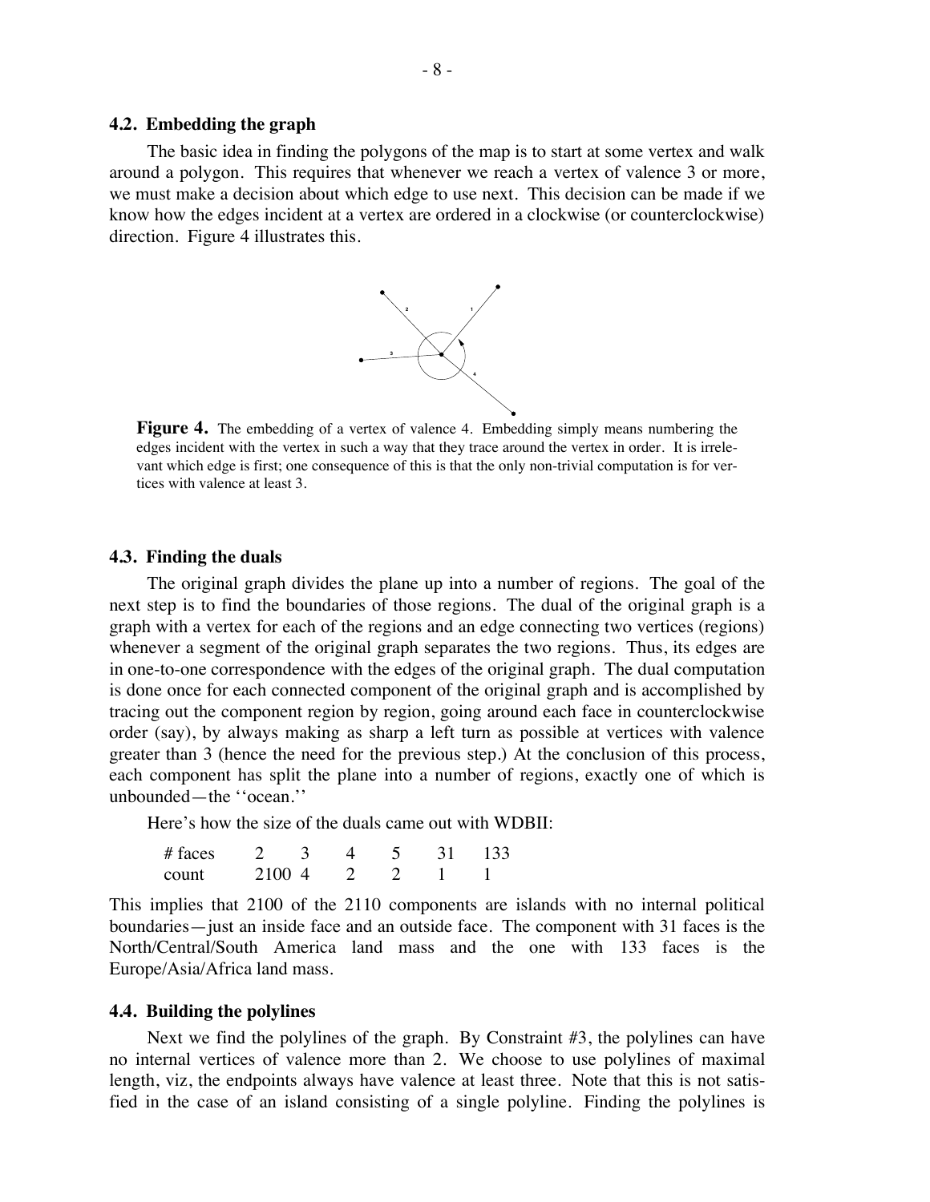### 4.2. Embedding the graph

The basic idea in finding the polygons of the map is to start at some vertex and walk around a polygon. This requires that whenever we reach a vertex of valence 3 or more, we must make a decision about which edge to use next. This decision can be made if we know how the edges incident at a vertex are ordered in a clockwise (or counterclockwise) direction. Figure 4 illustrates this.

**Figure 4.** The embedding of a vertex of valence 4. Embedding simply means numbering the edges incident with the vertex in such a way that they trace around the vertex in order. It is irrelevant which edge is first; one consequence of this is that the only non-trivial computation is for vertices with valence at least 3.

### 4.3. Finding the duals

The original graph divides the plane up into a number of regions. The goal of the next step is to find the boundaries of those regions. The dual of the original graph is a graph with a vertex for each of the regions and an edge connecting two vertices (regions) whenever a segment of the original graph separates the two regions. Thus, its edges are in one-to-one correspondence with the edges of the original graph. The dual computation is done once for each connected component of the original graph and is accomplished by tracing out the component region by region, going around each face in counterclockwise order (say), by always making as sharp a left turn as possible at vertices with valence greater than 3 (hence the need for the previous step.) At the conclusion of this process, each component has split the plane into a number of regions, exactly one of which is unbounded—the ''ocean.''

Here's how the size of the duals came out with WDBII:

| # faces | 2 | 3 | 4 | 5 | 31 | 133 |
|---|---|---|---|---|---|---|
| count | 2100 | 4 | 2 | 2 | 1 | 1 |

This implies that 2100 of the 2110 components are islands with no internal political boundaries—just an inside face and an outside face. The component with 31 faces is the North/Central/South America land mass and the one with 133 faces is the Europe/Asia/Africa land mass.

### 4.4. Building the polylines

Next we find the polylines of the graph. By Constraint #3, the polylines can have no internal vertices of valence more than 2. We choose to use polylines of maximal length, viz, the endpoints always have valence at least three. Note that this is not satisfied in the case of an island consisting of a single polyline. Finding the polylines is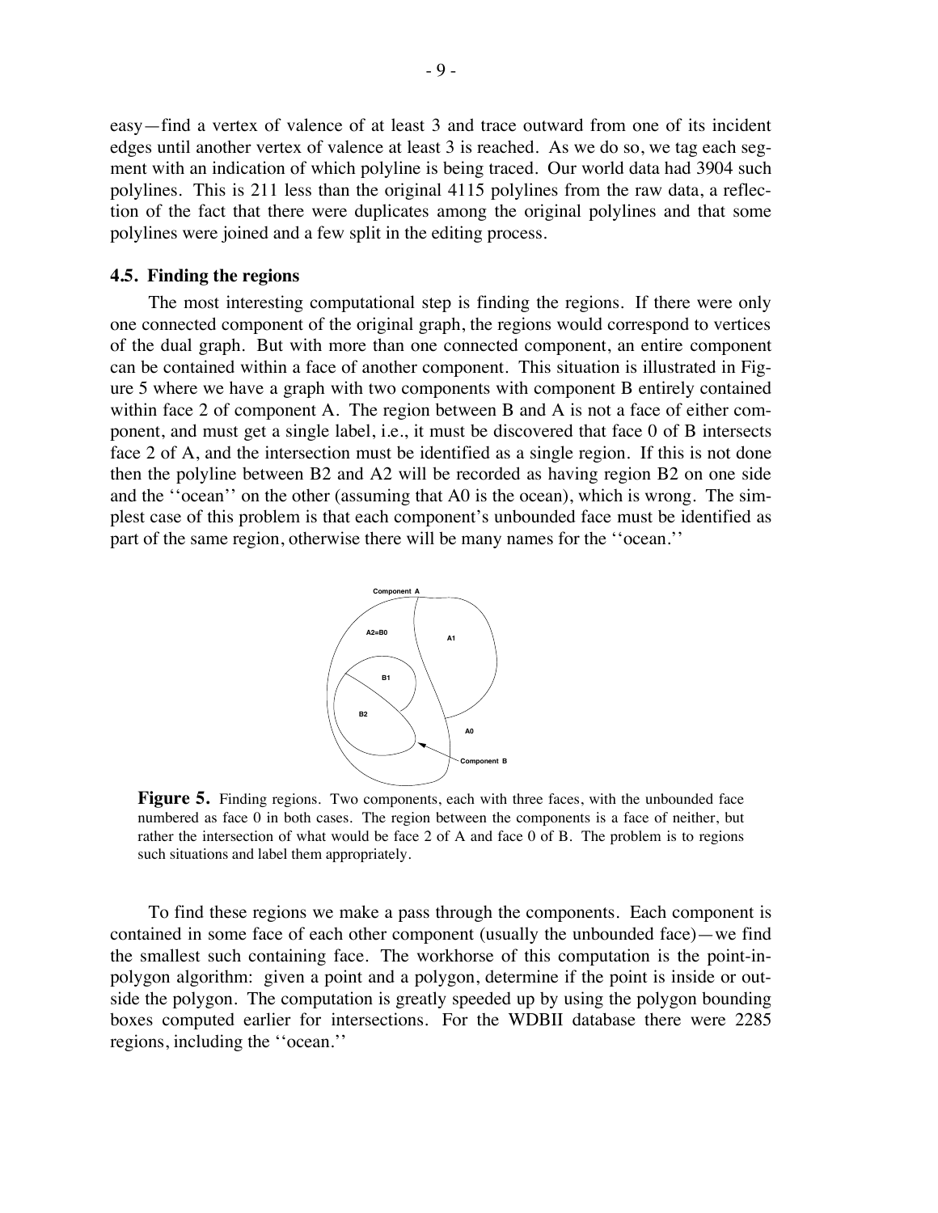easy—find a vertex of valence of at least 3 and trace outward from one of its incident edges until another vertex of valence at least 3 is reached. As we do so, we tag each segment with an indication of which polyline is being traced. Our world data had 3904 such polylines. This is 211 less than the original 4115 polylines from the raw data, a reflection of the fact that there were duplicates among the original polylines and that some polylines were joined and a few split in the editing process.

### 4.5. Finding the regions

The most interesting computational step is finding the regions. If there were only one connected component of the original graph, the regions would correspond to vertices of the dual graph. But with more than one connected component, an entire component can be contained within a face of another component. This situation is illustrated in Figure 5 where we have a graph with two components with component B entirely contained within face 2 of component A. The region between B and A is not a face of either component, and must get a single label, i.e., it must be discovered that face 0 of B intersects face 2 of A, and the intersection must be identified as a single region. If this is not done then the polyline between B2 and A2 will be recorded as having region B2 on one side and the ''ocean'' on the other (assuming that A0 is the ocean), which is wrong. The simplest case of this problem is that each component's unbounded face must be identified as part of the same region, otherwise there will be many names for the ''ocean.''

**Figure 5.** Finding regions. Two components, each with three faces, with the unbounded face numbered as face 0 in both cases. The region between the components is a face of neither, but rather the intersection of what would be face 2 of A and face 0 of B. The problem is to regions such situations and label them appropriately.

To find these regions we make a pass through the components. Each component is contained in some face of each other component (usually the unbounded face)—we find the smallest such containing face. The workhorse of this computation is the point-in-polygon algorithm: given a point and a polygon, determine if the point is inside or outside the polygon. The computation is greatly speeded up by using the polygon bounding boxes computed earlier for intersections. For the WDBII database there were 2285 regions, including the ''ocean.''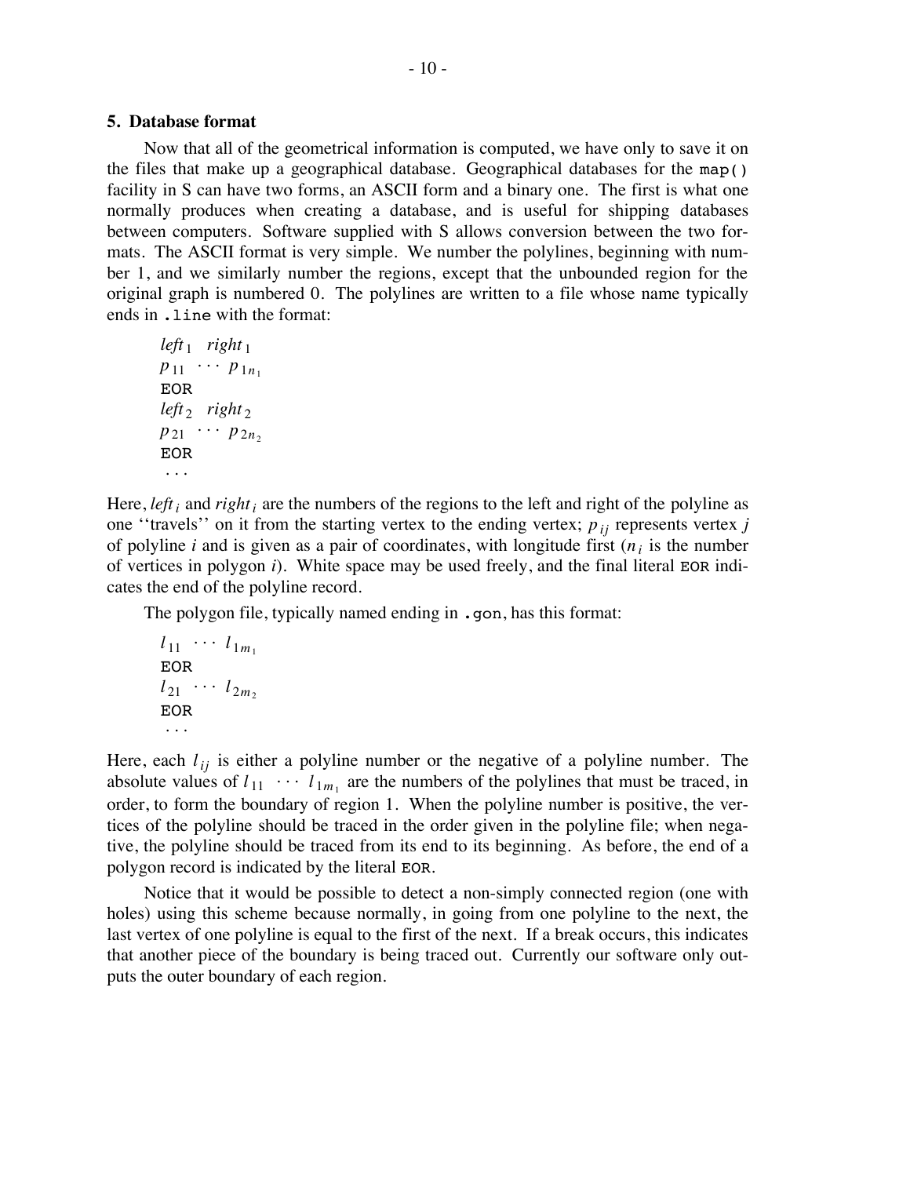## 5. Database format

Now that all of the geometrical information is computed, we have only to save it on the files that make up a geographical database. Geographical databases for the `map()` facility in S can have two forms, an ASCII form and a binary one. The first is what one normally produces when creating a database, and is useful for shipping databases between computers. Software supplied with S allows conversion between the two formats. The ASCII format is very simple. We number the polylines, beginning with number 1, and we similarly number the regions, except that the unbounded region for the original graph is numbered 0. The polylines are written to a file whose name typically ends in `.line` with the format:

$$
\begin{array}{l}
left_1 \quad right_1 \\
p_{11} \;\; \cdots \;\; p_{1n_1} \\
\texttt{EOR} \\
left_2 \quad right_2 \\
p_{21} \;\; \cdots \;\; p_{2n_2} \\
\texttt{EOR} \\
\;\cdots
\end{array}
$$

Here, $left_i$ and $right_i$ are the numbers of the regions to the left and right of the polyline as one ''travels'' on it from the starting vertex to the ending vertex; $p_{ij}$ represents vertex $j$ of polyline $i$ and is given as a pair of coordinates, with longitude first ($n_i$ is the number of vertices in polygon $i$). White space may be used freely, and the final literal `EOR` indicates the end of the polyline record.

The polygon file, typically named ending in `.gon`, has this format:

$$
\begin{array}{l}
l_{11} \;\; \cdots \;\; l_{1m_1} \\
\texttt{EOR} \\
l_{21} \;\; \cdots \;\; l_{2m_2} \\
\texttt{EOR} \\
\;\cdots
\end{array}
$$

Here, each $l_{ij}$ is either a polyline number or the negative of a polyline number. The absolute values of $l_{11} \;\; \cdots \;\; l_{1m_1}$ are the numbers of the polylines that must be traced, in order, to form the boundary of region 1. When the polyline number is positive, the vertices of the polyline should be traced in the order given in the polyline file; when negative, the polyline should be traced from its end to its beginning. As before, the end of a polygon record is indicated by the literal `EOR`.

Notice that it would be possible to detect a non-simply connected region (one with holes) using this scheme because normally, in going from one polyline to the next, the last vertex of one polyline is equal to the first of the next. If a break occurs, this indicates that another piece of the boundary is being traced out. Currently our software only outputs the outer boundary of each region.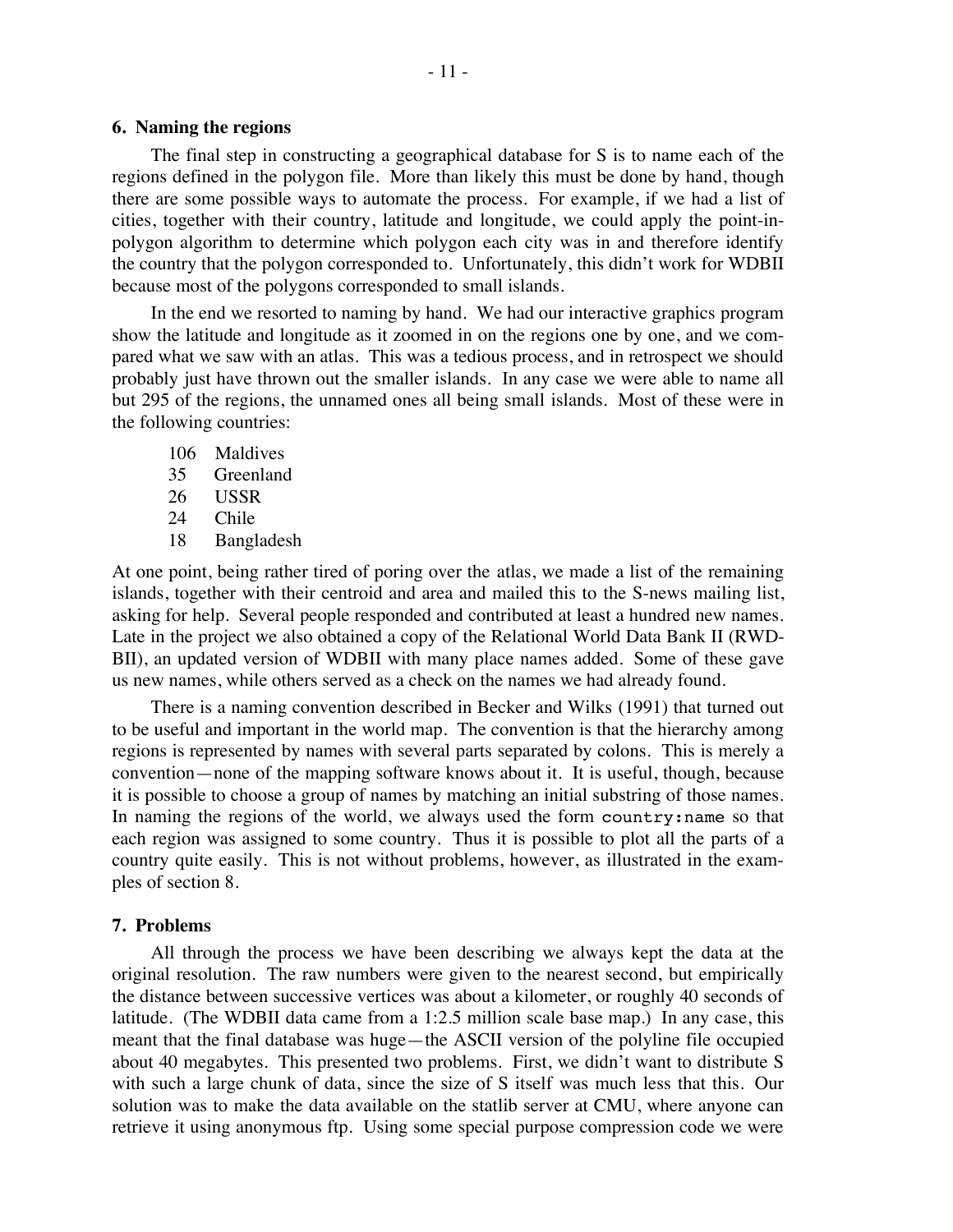## 6. Naming the regions

The final step in constructing a geographical database for S is to name each of the regions defined in the polygon file. More than likely this must be done by hand, though there are some possible ways to automate the process. For example, if we had a list of cities, together with their country, latitude and longitude, we could apply the point-in-polygon algorithm to determine which polygon each city was in and therefore identify the country that the polygon corresponded to. Unfortunately, this didn't work for WDBII because most of the polygons corresponded to small islands.

In the end we resorted to naming by hand. We had our interactive graphics program show the latitude and longitude as it zoomed in on the regions one by one, and we compared what we saw with an atlas. This was a tedious process, and in retrospect we should probably just have thrown out the smaller islands. In any case we were able to name all but 295 of the regions, the unnamed ones all being small islands. Most of these were in the following countries:

| | |
|---|---|
| 106 | Maldives |
| 35 | Greenland |
| 26 | USSR |
| 24 | Chile |
| 18 | Bangladesh |

At one point, being rather tired of poring over the atlas, we made a list of the remaining islands, together with their centroid and area and mailed this to the S-news mailing list, asking for help. Several people responded and contributed at least a hundred new names. Late in the project we also obtained a copy of the Relational World Data Bank II (RWDBII), an updated version of WDBII with many place names added. Some of these gave us new names, while others served as a check on the names we had already found.

There is a naming convention described in Becker and Wilks (1991) that turned out to be useful and important in the world map. The convention is that the hierarchy among regions is represented by names with several parts separated by colons. This is merely a convention—none of the mapping software knows about it. It is useful, though, because it is possible to choose a group of names by matching an initial substring of those names. In naming the regions of the world, we always used the form `country:name` so that each region was assigned to some country. Thus it is possible to plot all the parts of a country quite easily. This is not without problems, however, as illustrated in the examples of section 8.

## 7. Problems

All through the process we have been describing we always kept the data at the original resolution. The raw numbers were given to the nearest second, but empirically the distance between successive vertices was about a kilometer, or roughly 40 seconds of latitude. (The WDBII data came from a 1:2.5 million scale base map.) In any case, this meant that the final database was huge—the ASCII version of the polyline file occupied about 40 megabytes. This presented two problems. First, we didn't want to distribute S with such a large chunk of data, since the size of S itself was much less that this. Our solution was to make the data available on the statlib server at CMU, where anyone can retrieve it using anonymous ftp. Using some special purpose compression code we were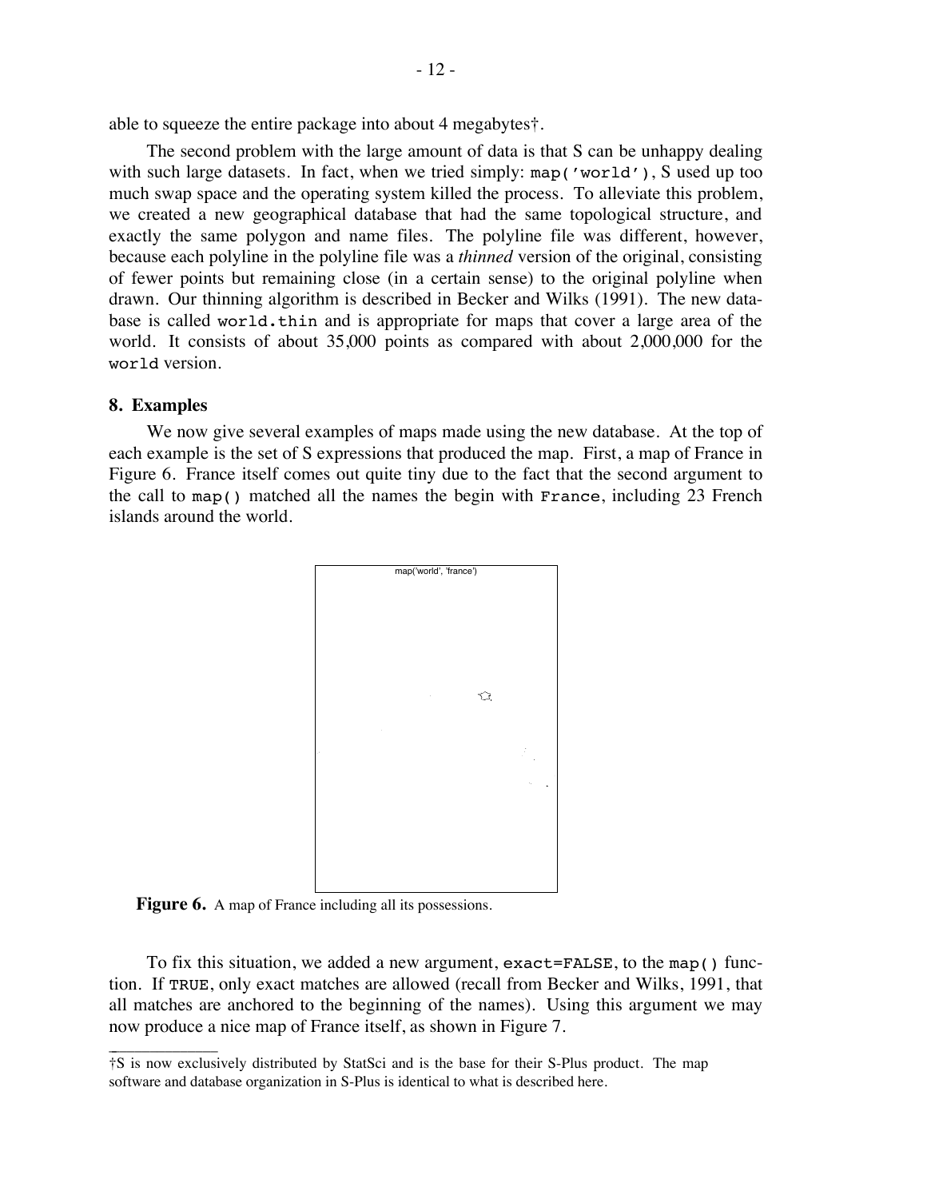able to squeeze the entire package into about 4 megabytes†.

The second problem with the large amount of data is that S can be unhappy dealing with such large datasets. In fact, when we tried simply: `map('world')`, S used up too much swap space and the operating system killed the process. To alleviate this problem, we created a new geographical database that had the same topological structure, and exactly the same polygon and name files. The polyline file was different, however, because each polyline in the polyline file was a *thinned* version of the original, consisting of fewer points but remaining close (in a certain sense) to the original polyline when drawn. Our thinning algorithm is described in Becker and Wilks (1991). The new database is called `world.thin` and is appropriate for maps that cover a large area of the world. It consists of about 35,000 points as compared with about 2,000,000 for the `world` version.

## 8. Examples

We now give several examples of maps made using the new database. At the top of each example is the set of S expressions that produced the map. First, a map of France in Figure 6. France itself comes out quite tiny due to the fact that the second argument to the call to `map()` matched all the names the begin with `France`, including 23 French islands around the world.

map('world', 'france')

**Figure 6.** A map of France including all its possessions.

To fix this situation, we added a new argument, `exact=FALSE`, to the `map()` function. If `TRUE`, only exact matches are allowed (recall from Becker and Wilks, 1991, that all matches are anchored to the beginning of the names). Using this argument we may now produce a nice map of France itself, as shown in Figure 7.

†S is now exclusively distributed by StatSci and is the base for their S-Plus product. The map software and database organization in S-Plus is identical to what is described here.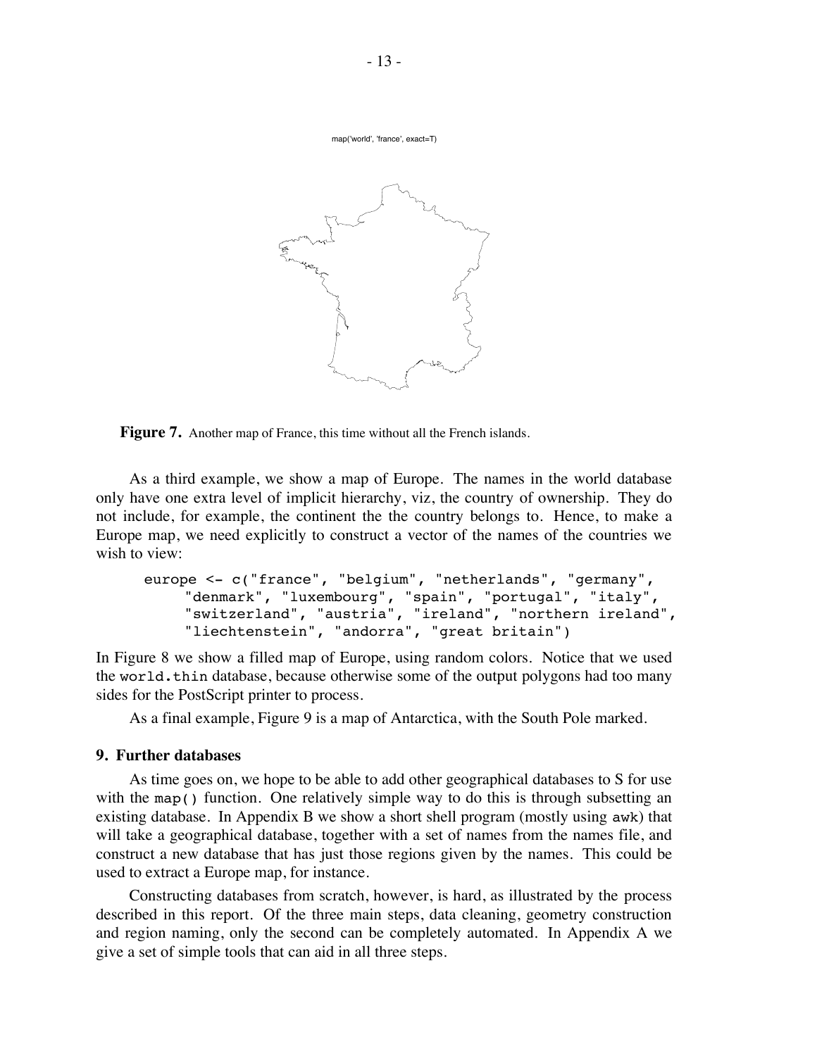map('world', 'france', exact=T)

**Figure 7.** Another map of France, this time without all the French islands.

As a third example, we show a map of Europe. The names in the world database only have one extra level of implicit hierarchy, viz, the country of ownership. They do not include, for example, the continent the the country belongs to. Hence, to make a Europe map, we need explicitly to construct a vector of the names of the countries we wish to view:

```
europe <- c("france", "belgium", "netherlands", "germany",
     "denmark", "luxembourg", "spain", "portugal", "italy",
     "switzerland", "austria", "ireland", "northern ireland",
     "liechtenstein", "andorra", "great britain")
```

In Figure 8 we show a filled map of Europe, using random colors. Notice that we used the `world.thin` database, because otherwise some of the output polygons had too many sides for the PostScript printer to process.

As a final example, Figure 9 is a map of Antarctica, with the South Pole marked.

## 9. Further databases

As time goes on, we hope to be able to add other geographical databases to S for use with the `map()` function. One relatively simple way to do this is through subsetting an existing database. In Appendix B we show a short shell program (mostly using `awk`) that will take a geographical database, together with a set of names from the names file, and construct a new database that has just those regions given by the names. This could be used to extract a Europe map, for instance.

Constructing databases from scratch, however, is hard, as illustrated by the process described in this report. Of the three main steps, data cleaning, geometry construction and region naming, only the second can be completely automated. In Appendix A we give a set of simple tools that can aid in all three steps.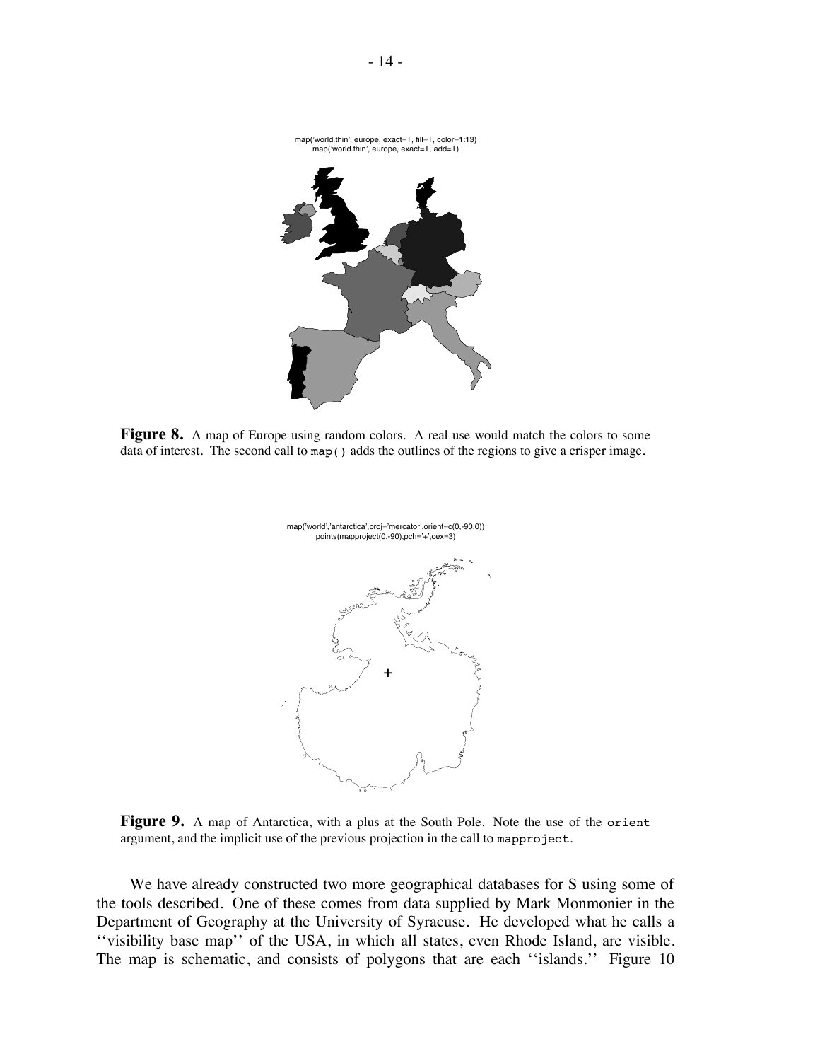map('world.thin', europe, exact=T, fill=T, color=1:13)
map('world.thin', europe, exact=T, add=T)

**Figure 8.** A map of Europe using random colors. A real use would match the colors to some data of interest. The second call to `map()` adds the outlines of the regions to give a crisper image.

map('world','antarctica',proj='mercator',orient=c(0,-90,0))
points(mapproject(0,-90),pch='+',cex=3)

**Figure 9.** A map of Antarctica, with a plus at the South Pole. Note the use of the `orient` argument, and the implicit use of the previous projection in the call to `mapproject`.

We have already constructed two more geographical databases for S using some of the tools described. One of these comes from data supplied by Mark Monmonier in the Department of Geography at the University of Syracuse. He developed what he calls a ''visibility base map'' of the USA, in which all states, even Rhode Island, are visible. The map is schematic, and consists of polygons that are each ''islands.'' Figure 10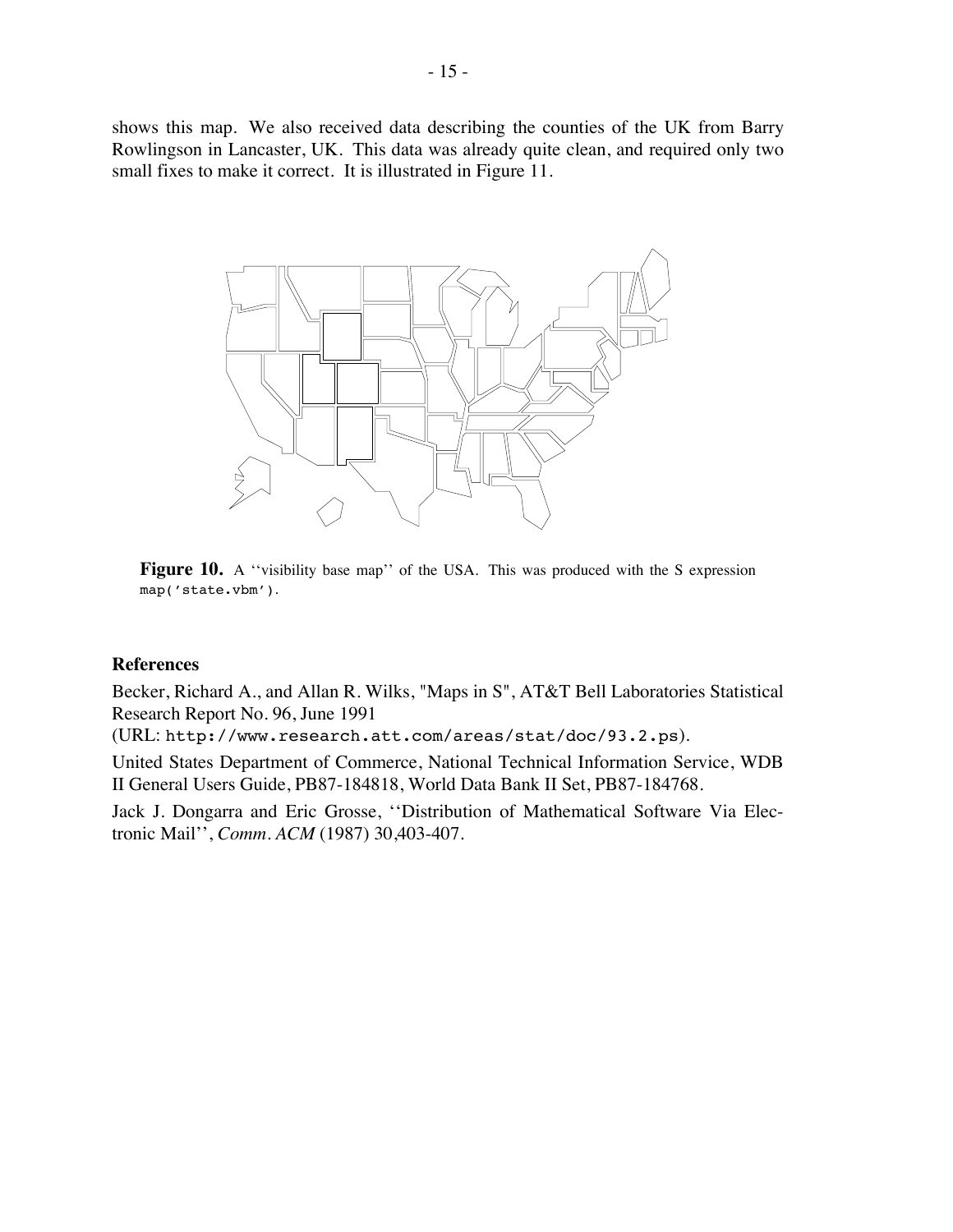shows this map. We also received data describing the counties of the UK from Barry Rowlingson in Lancaster, UK. This data was already quite clean, and required only two small fixes to make it correct. It is illustrated in Figure 11.

**Figure 10.** A ''visibility base map'' of the USA. This was produced with the S expression `map('state.vbm')`.

### References

Becker, Richard A., and Allan R. Wilks, "Maps in S", AT&T Bell Laboratories Statistical Research Report No. 96, June 1991
(URL: `http://www.research.att.com/areas/stat/doc/93.2.ps`).

United States Department of Commerce, National Technical Information Service, WDB II General Users Guide, PB87-184818, World Data Bank II Set, PB87-184768.

Jack J. Dongarra and Eric Grosse, ''Distribution of Mathematical Software Via Electronic Mail'', *Comm. ACM* (1987) 30,403-407.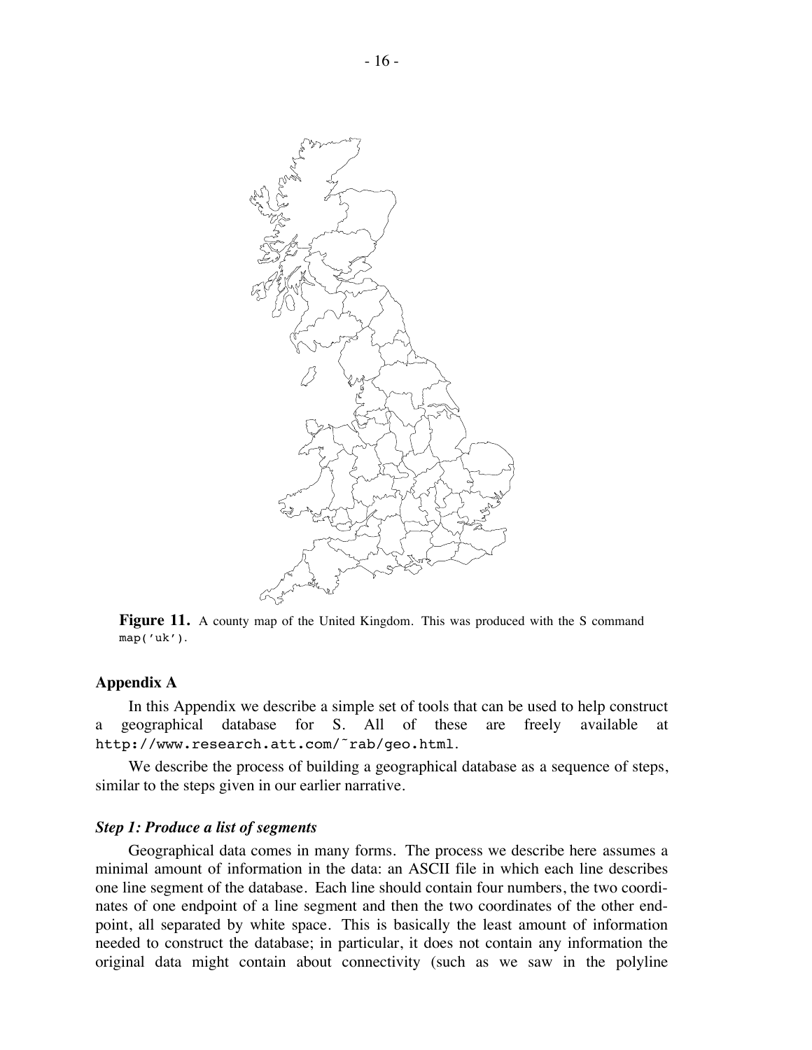**Figure 11.** A county map of the United Kingdom. This was produced with the S command `map('uk')`.

## Appendix A

In this Appendix we describe a simple set of tools that can be used to help construct a geographical database for S. All of these are freely available at `http://www.research.att.com/~rab/geo.html`.

We describe the process of building a geographical database as a sequence of steps, similar to the steps given in our earlier narrative.

### *Step 1: Produce a list of segments*

Geographical data comes in many forms. The process we describe here assumes a minimal amount of information in the data: an ASCII file in which each line describes one line segment of the database. Each line should contain four numbers, the two coordinates of one endpoint of a line segment and then the two coordinates of the other endpoint, all separated by white space. This is basically the least amount of information needed to construct the database; in particular, it does not contain any information the original data might contain about connectivity (such as we saw in the polyline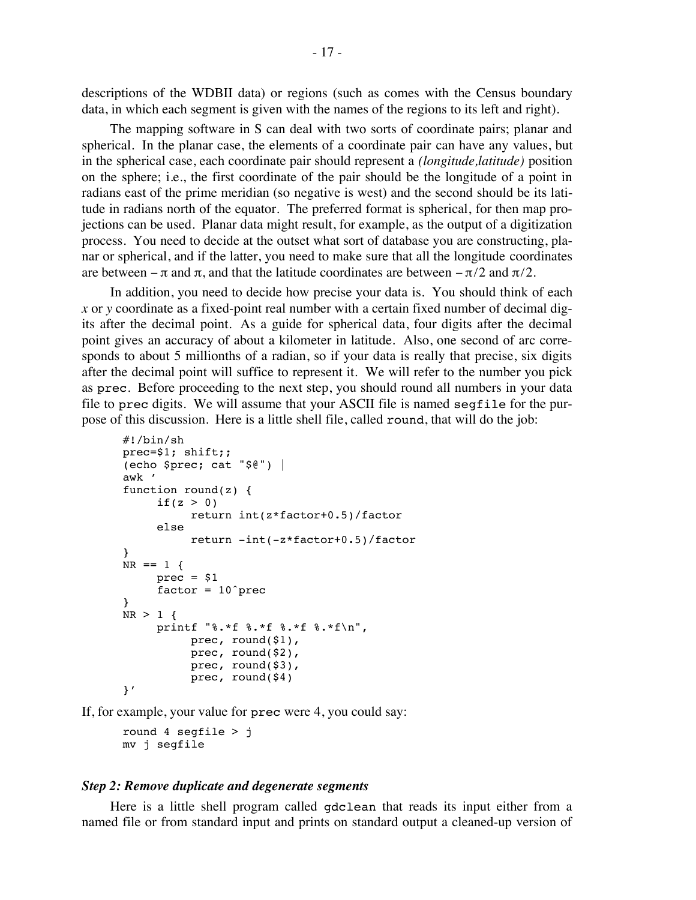descriptions of the WDBII data) or regions (such as comes with the Census boundary data, in which each segment is given with the names of the regions to its left and right).

The mapping software in S can deal with two sorts of coordinate pairs; planar and spherical. In the planar case, the elements of a coordinate pair can have any values, but in the spherical case, each coordinate pair should represent a *(longitude,latitude)* position on the sphere; i.e., the first coordinate of the pair should be the longitude of a point in radians east of the prime meridian (so negative is west) and the second should be its latitude in radians north of the equator. The preferred format is spherical, for then map projections can be used. Planar data might result, for example, as the output of a digitization process. You need to decide at the outset what sort of database you are constructing, planar or spherical, and if the latter, you need to make sure that all the longitude coordinates are between $-\pi$ and $\pi$, and that the latitude coordinates are between $-\pi/2$ and $\pi/2$.

In addition, you need to decide how precise your data is. You should think of each *x* or *y* coordinate as a fixed-point real number with a certain fixed number of decimal digits after the decimal point. As a guide for spherical data, four digits after the decimal point gives an accuracy of about a kilometer in latitude. Also, one second of arc corresponds to about 5 millionths of a radian, so if your data is really that precise, six digits after the decimal point will suffice to represent it. We will refer to the number you pick as `prec`. Before proceeding to the next step, you should round all numbers in your data file to `prec` digits. We will assume that your ASCII file is named `segfile` for the purpose of this discussion. Here is a little shell file, called `round`, that will do the job:

```
#!/bin/sh
prec=$1; shift;;
(echo $prec; cat "$@") |
awk '
function round(z) {
     if(z > 0)
          return int(z*factor+0.5)/factor
     else
          return -int(-z*factor+0.5)/factor
}
NR == 1 {
     prec = $1
     factor = 10^prec
}
NR > 1 {
     printf "%.*f %.*f %.*f %.*f\n",
          prec, round($1),
          prec, round($2),
          prec, round($3),
          prec, round($4)
}'
```

If, for example, your value for `prec` were 4, you could say:

```
round 4 segfile > j
mv j segfile
```

***Step 2: Remove duplicate and degenerate segments***

Here is a little shell program called `gdclean` that reads its input either from a named file or from standard input and prints on standard output a cleaned-up version of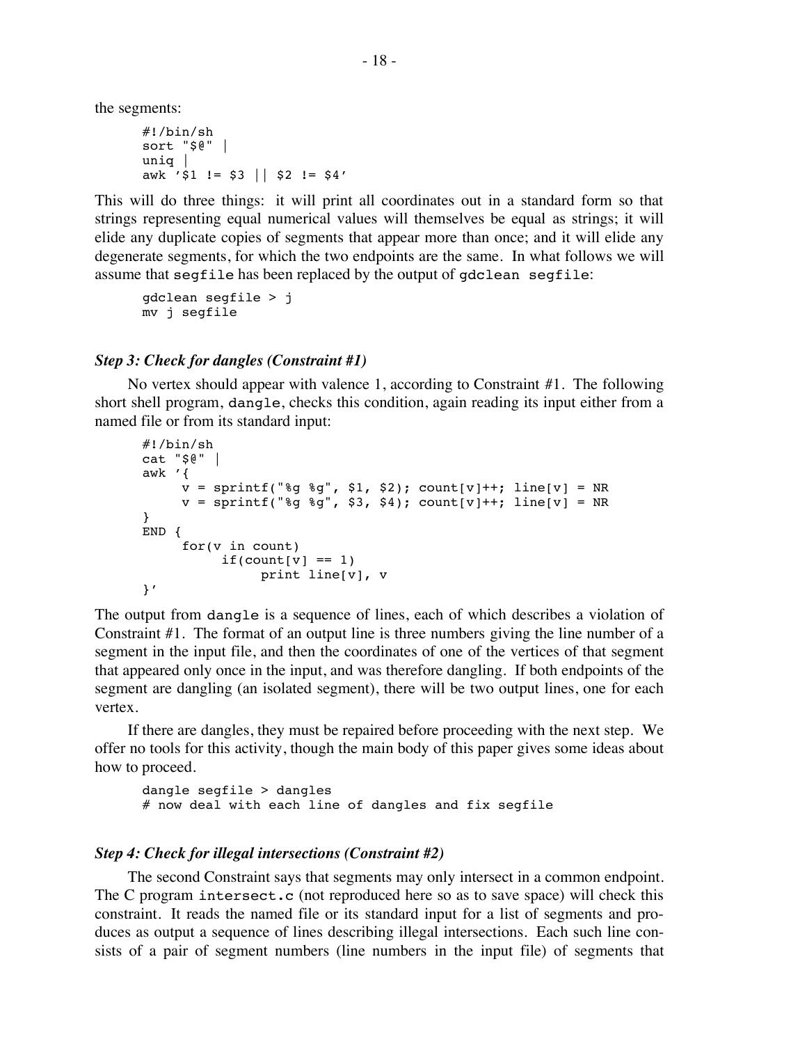the segments:

```
#!/bin/sh
sort "$@" |
uniq |
awk '$1 != $3 || $2 != $4'
```

This will do three things: it will print all coordinates out in a standard form so that strings representing equal numerical values will themselves be equal as strings; it will elide any duplicate copies of segments that appear more than once; and it will elide any degenerate segments, for which the two endpoints are the same. In what follows we will assume that `segfile` has been replaced by the output of `gdclean segfile`:

```
gdclean segfile > j
mv j segfile
```

### *Step 3: Check for dangles (Constraint #1)*

No vertex should appear with valence 1, according to Constraint #1. The following short shell program, `dangle`, checks this condition, again reading its input either from a named file or from its standard input:

```
#!/bin/sh
cat "$@" |
awk '{
     v = sprintf("%g %g", $1, $2); count[v]++; line[v] = NR
     v = sprintf("%g %g", $3, $4); count[v]++; line[v] = NR
}
END {
     for(v in count)
          if(count[v] == 1)
               print line[v], v
}'
```

The output from `dangle` is a sequence of lines, each of which describes a violation of Constraint #1. The format of an output line is three numbers giving the line number of a segment in the input file, and then the coordinates of one of the vertices of that segment that appeared only once in the input, and was therefore dangling. If both endpoints of the segment are dangling (an isolated segment), there will be two output lines, one for each vertex.

If there are dangles, they must be repaired before proceeding with the next step. We offer no tools for this activity, though the main body of this paper gives some ideas about how to proceed.

```
dangle segfile > dangles
# now deal with each line of dangles and fix segfile
```

### *Step 4: Check for illegal intersections (Constraint #2)*

The second Constraint says that segments may only intersect in a common endpoint. The C program `intersect.c` (not reproduced here so as to save space) will check this constraint. It reads the named file or its standard input for a list of segments and produces as output a sequence of lines describing illegal intersections. Each such line consists of a pair of segment numbers (line numbers in the input file) of segments that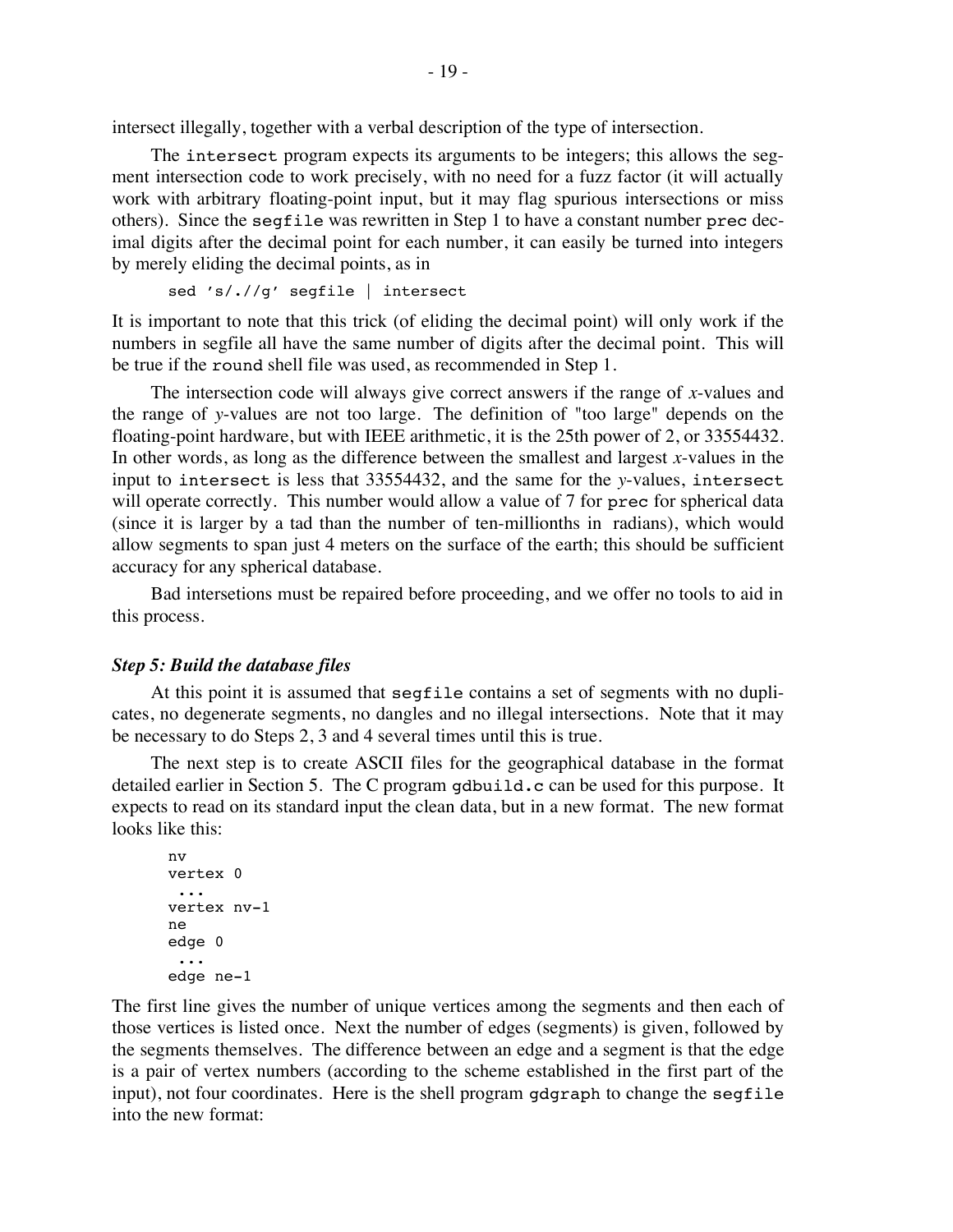intersect illegally, together with a verbal description of the type of intersection.

The `intersect` program expects its arguments to be integers; this allows the segment intersection code to work precisely, with no need for a fuzz factor (it will actually work with arbitrary floating-point input, but it may flag spurious intersections or miss others). Since the `segfile` was rewritten in Step 1 to have a constant number `prec` decimal digits after the decimal point for each number, it can easily be turned into integers by merely eliding the decimal points, as in

```
sed 's/.//g' segfile | intersect
```

It is important to note that this trick (of eliding the decimal point) will only work if the numbers in segfile all have the same number of digits after the decimal point. This will be true if the `round` shell file was used, as recommended in Step 1.

The intersection code will always give correct answers if the range of *x*-values and the range of *y*-values are not too large. The definition of "too large" depends on the floating-point hardware, but with IEEE arithmetic, it is the 25th power of 2, or 33554432. In other words, as long as the difference between the smallest and largest *x*-values in the input to `intersect` is less that 33554432, and the same for the *y*-values, `intersect` will operate correctly. This number would allow a value of 7 for `prec` for spherical data (since it is larger by a tad than the number of ten-millionths in radians), which would allow segments to span just 4 meters on the surface of the earth; this should be sufficient accuracy for any spherical database.

Bad intersetions must be repaired before proceeding, and we offer no tools to aid in this process.

### *Step 5: Build the database files*

At this point it is assumed that `segfile` contains a set of segments with no duplicates, no degenerate segments, no dangles and no illegal intersections. Note that it may be necessary to do Steps 2, 3 and 4 several times until this is true.

The next step is to create ASCII files for the geographical database in the format detailed earlier in Section 5. The C program `gdbuild.c` can be used for this purpose. It expects to read on its standard input the clean data, but in a new format. The new format looks like this:

```
nv
vertex 0
 ...
vertex nv-1
ne
edge 0
 ...
edge ne-1
```

The first line gives the number of unique vertices among the segments and then each of those vertices is listed once. Next the number of edges (segments) is given, followed by the segments themselves. The difference between an edge and a segment is that the edge is a pair of vertex numbers (according to the scheme established in the first part of the input), not four coordinates. Here is the shell program `gdgraph` to change the `segfile` into the new format: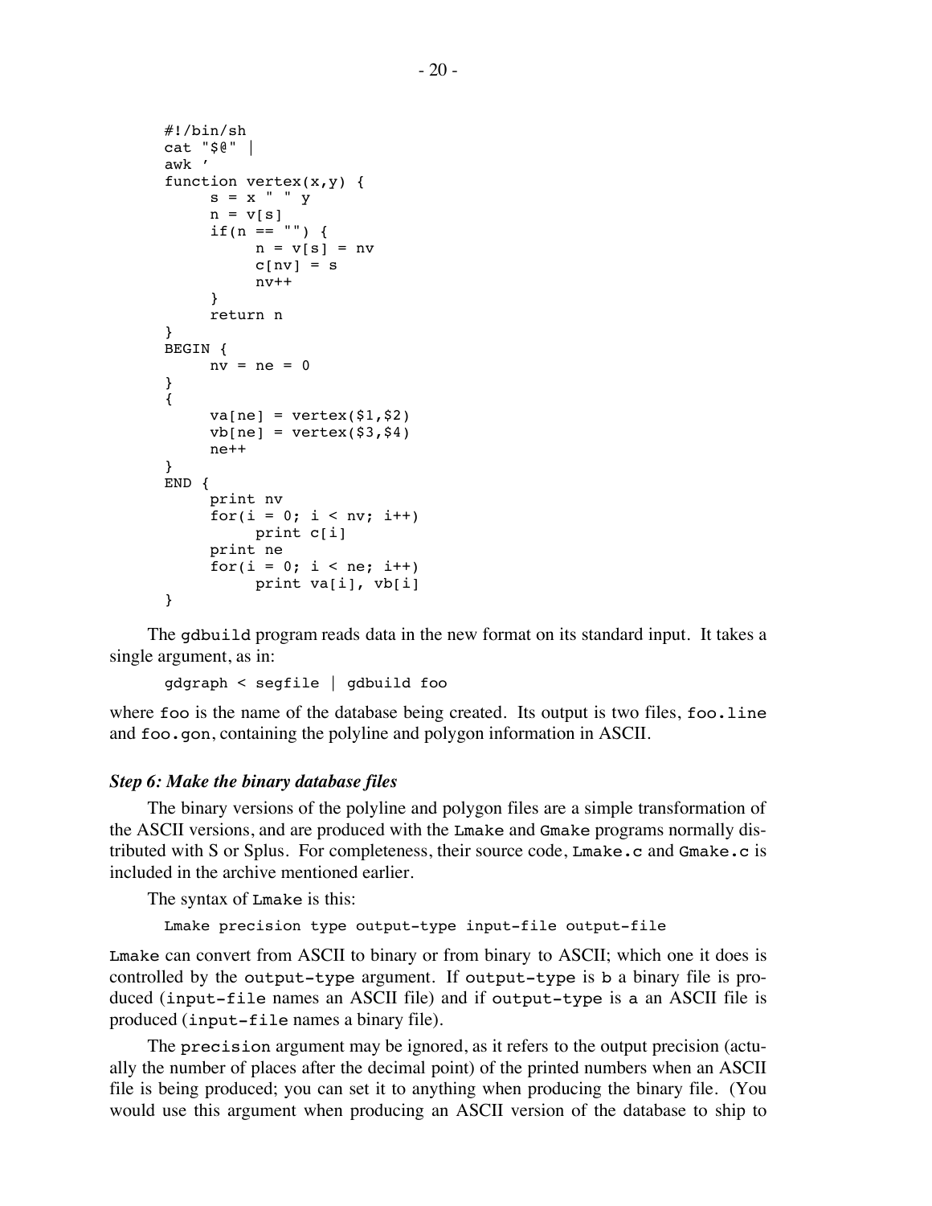```
#!/bin/sh
cat "$@" |
awk '
function vertex(x,y) {
     s = x " " y
     n = v[s]
     if(n == "") {
          n = v[s] = nv
          c[nv] = s
          nv++
     }
     return n
}
BEGIN {
     nv = ne = 0
}
{
     va[ne] = vertex($1,$2)
     vb[ne] = vertex($3,$4)
     ne++
}
END {
     print nv
     for(i = 0; i < nv; i++)
          print c[i]
     print ne
     for(i = 0; i < ne; i++)
          print va[i], vb[i]
}
```

The `gdbuild` program reads data in the new format on its standard input. It takes a single argument, as in:

```
gdgraph < segfile | gdbuild foo
```

where `foo` is the name of the database being created. Its output is two files, `foo.line` and `foo.gon`, containing the polyline and polygon information in ASCII.

### *Step 6: Make the binary database files*

The binary versions of the polyline and polygon files are a simple transformation of the ASCII versions, and are produced with the `Lmake` and `Gmake` programs normally distributed with S or Splus. For completeness, their source code, `Lmake.c` and `Gmake.c` is included in the archive mentioned earlier.

The syntax of `Lmake` is this:

```
Lmake precision type output-type input-file output-file
```

`Lmake` can convert from ASCII to binary or from binary to ASCII; which one it does is controlled by the `output-type` argument. If `output-type` is `b` a binary file is produced (`input-file` names an ASCII file) and if `output-type` is `a` an ASCII file is produced (`input-file` names a binary file).

The `precision` argument may be ignored, as it refers to the output precision (actually the number of places after the decimal point) of the printed numbers when an ASCII file is being produced; you can set it to anything when producing the binary file. (You would use this argument when producing an ASCII version of the database to ship to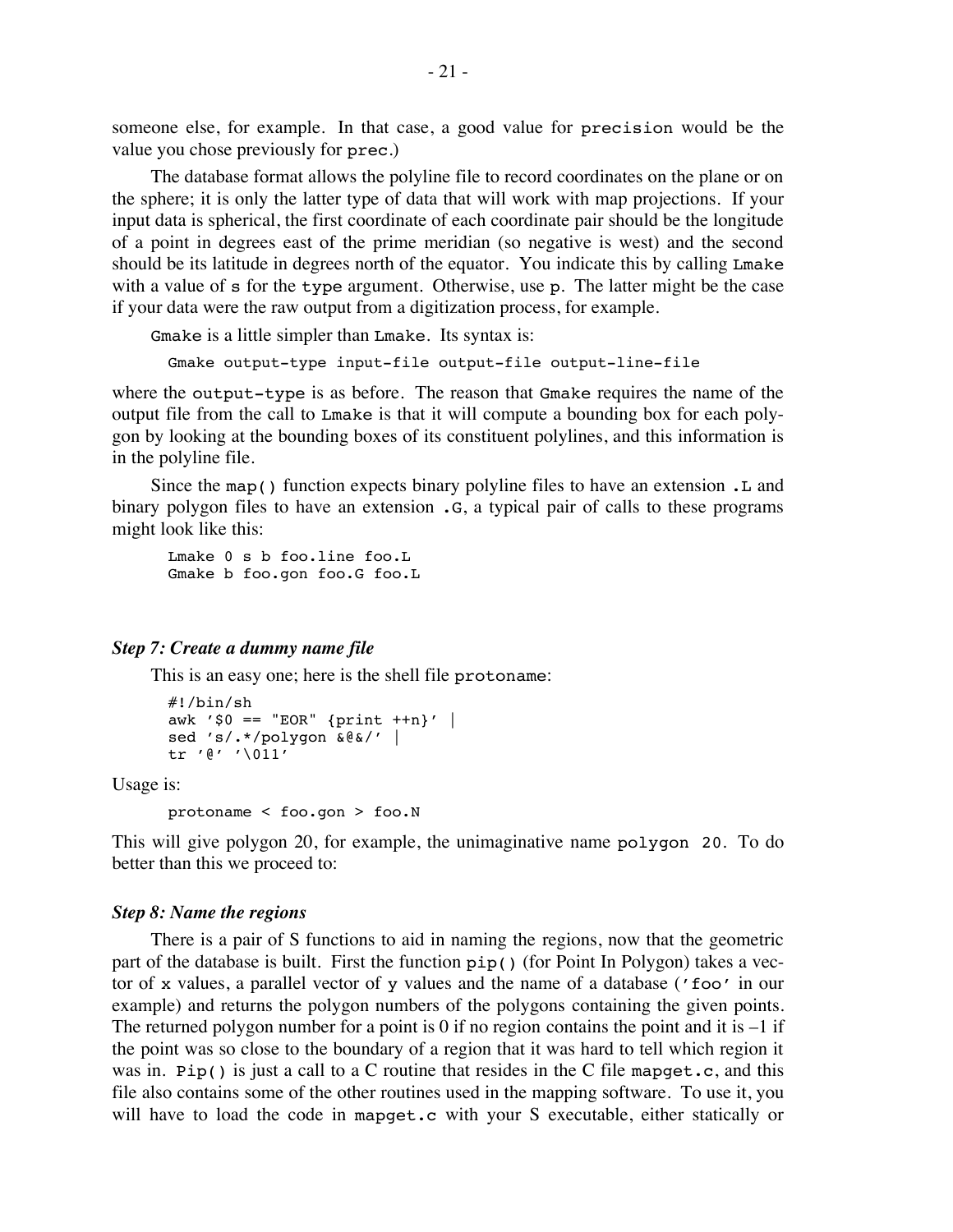someone else, for example. In that case, a good value for `precision` would be the value you chose previously for `prec`.)

The database format allows the polyline file to record coordinates on the plane or on the sphere; it is only the latter type of data that will work with map projections. If your input data is spherical, the first coordinate of each coordinate pair should be the longitude of a point in degrees east of the prime meridian (so negative is west) and the second should be its latitude in degrees north of the equator. You indicate this by calling `Lmake` with a value of `s` for the `type` argument. Otherwise, use `p`. The latter might be the case if your data were the raw output from a digitization process, for example.

`Gmake` is a little simpler than `Lmake`. Its syntax is:

```
Gmake output-type input-file output-file output-line-file
```

where the `output-type` is as before. The reason that `Gmake` requires the name of the output file from the call to `Lmake` is that it will compute a bounding box for each polygon by looking at the bounding boxes of its constituent polylines, and this information is in the polyline file.

Since the `map()` function expects binary polyline files to have an extension `.L` and binary polygon files to have an extension `.G`, a typical pair of calls to these programs might look like this:

```
Lmake 0 s b foo.line foo.L
Gmake b foo.gon foo.G foo.L
```

### *Step 7: Create a dummy name file*

This is an easy one; here is the shell file `protoname`:

```
#!/bin/sh
awk '$0 == "EOR" {print ++n}' |
sed 's/.*/polygon &@&/' |
tr '@' '\011'
```

Usage is:

```
protoname < foo.gon > foo.N
```

This will give polygon 20, for example, the unimaginative name `polygon 20`. To do better than this we proceed to:

### *Step 8: Name the regions*

There is a pair of S functions to aid in naming the regions, now that the geometric part of the database is built. First the function `pip()` (for Point In Polygon) takes a vector of `x` values, a parallel vector of `y` values and the name of a database (`'foo'` in our example) and returns the polygon numbers of the polygons containing the given points. The returned polygon number for a point is 0 if no region contains the point and it is –1 if the point was so close to the boundary of a region that it was hard to tell which region it was in. `Pip()` is just a call to a C routine that resides in the C file `mapget.c`, and this file also contains some of the other routines used in the mapping software. To use it, you will have to load the code in `mapget.c` with your S executable, either statically or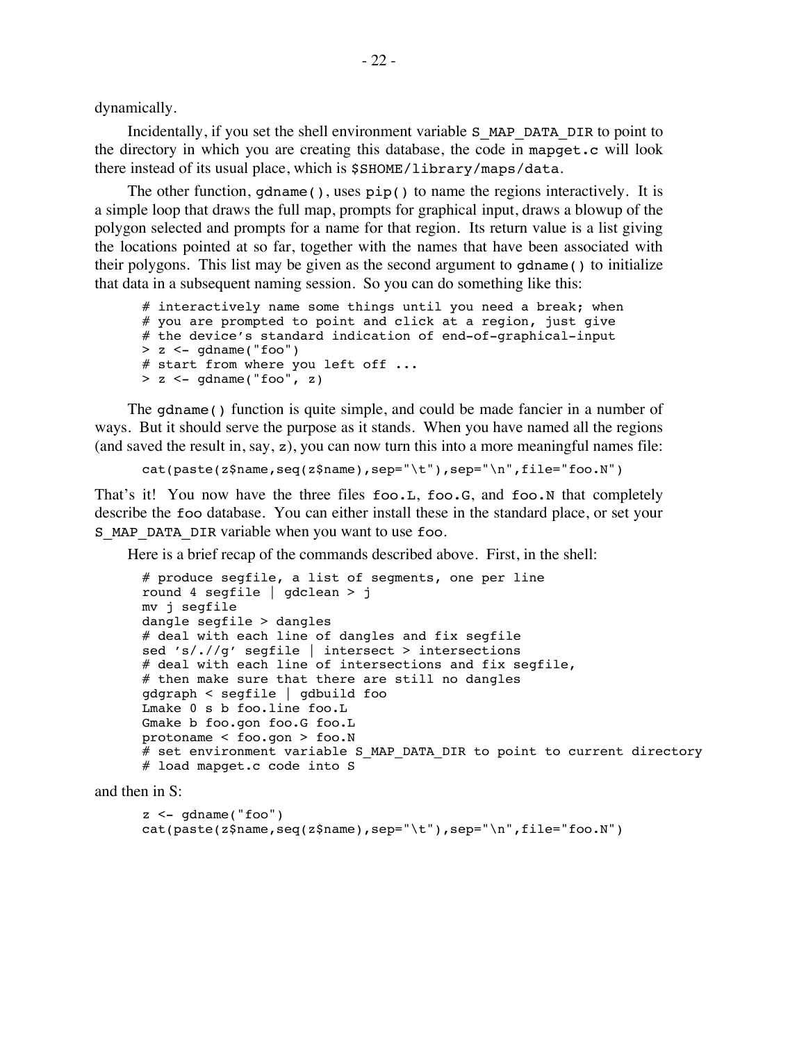dynamically.

Incidentally, if you set the shell environment variable `S_MAP_DATA_DIR` to point to the directory in which you are creating this database, the code in `mapget.c` will look there instead of its usual place, which is `$SHOME/library/maps/data`.

The other function, `gdname()`, uses `pip()` to name the regions interactively. It is a simple loop that draws the full map, prompts for graphical input, draws a blowup of the polygon selected and prompts for a name for that region. Its return value is a list giving the locations pointed at so far, together with the names that have been associated with their polygons. This list may be given as the second argument to `gdname()` to initialize that data in a subsequent naming session. So you can do something like this:

```
# interactively name some things until you need a break; when
# you are prompted to point and click at a region, just give
# the device's standard indication of end-of-graphical-input
> z <- gdname("foo")
# start from where you left off ...
> z <- gdname("foo", z)
```

The `gdname()` function is quite simple, and could be made fancier in a number of ways. But it should serve the purpose as it stands. When you have named all the regions (and saved the result in, say, `z`), you can now turn this into a more meaningful names file:

```
cat(paste(z$name,seq(z$name),sep="\t"),sep="\n",file="foo.N")
```

That's it! You now have the three files `foo.L`, `foo.G`, and `foo.N` that completely describe the `foo` database. You can either install these in the standard place, or set your `S_MAP_DATA_DIR` variable when you want to use `foo`.

Here is a brief recap of the commands described above. First, in the shell:

```
# produce segfile, a list of segments, one per line
round 4 segfile | gdclean > j
mv j segfile
dangle segfile > dangles
# deal with each line of dangles and fix segfile
sed 's/.//g' segfile | intersect > intersections
# deal with each line of intersections and fix segfile,
# then make sure that there are still no dangles
gdgraph < segfile | gdbuild foo
Lmake 0 s b foo.line foo.L
Gmake b foo.gon foo.G foo.L
protoname < foo.gon > foo.N
# set environment variable S_MAP_DATA_DIR to point to current directory
# load mapget.c code into S
```

and then in S:

```
z <- gdname("foo")
cat(paste(z$name,seq(z$name),sep="\t"),sep="\n",file="foo.N")
```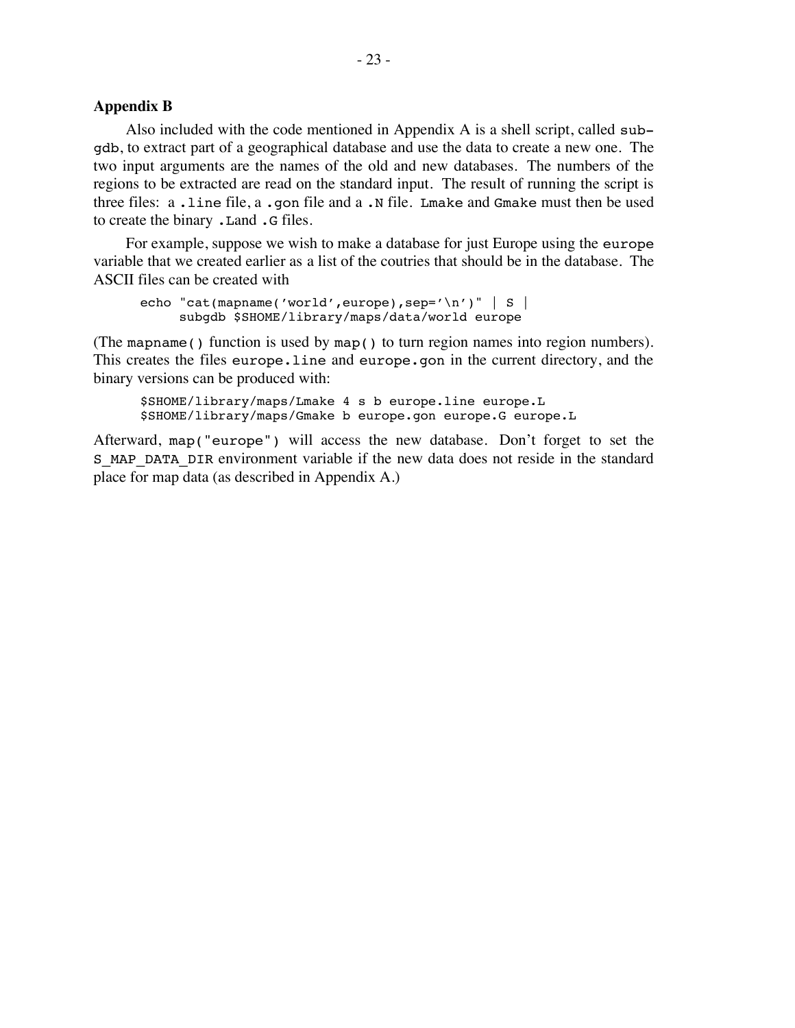## Appendix B

Also included with the code mentioned in Appendix A is a shell script, called `subgdb`, to extract part of a geographical database and use the data to create a new one. The two input arguments are the names of the old and new databases. The numbers of the regions to be extracted are read on the standard input. The result of running the script is three files: a `.line` file, a `.gon` file and a `.N` file. `Lmake` and `Gmake` must then be used to create the binary `.L`and `.G` files.

For example, suppose we wish to make a database for just Europe using the `europe` variable that we created earlier as a list of the coutries that should be in the database. The ASCII files can be created with

```
echo "cat(mapname('world',europe),sep='\n')" | S |
     subgdb $SHOME/library/maps/data/world europe
```

(The `mapname()` function is used by `map()` to turn region names into region numbers). This creates the files `europe.line` and `europe.gon` in the current directory, and the binary versions can be produced with:

```
$SHOME/library/maps/Lmake 4 s b europe.line europe.L
$SHOME/library/maps/Gmake b europe.gon europe.G europe.L
```

Afterward, `map("europe")` will access the new database. Don't forget to set the `S_MAP_DATA_DIR` environment variable if the new data does not reside in the standard place for map data (as described in Appendix A.)